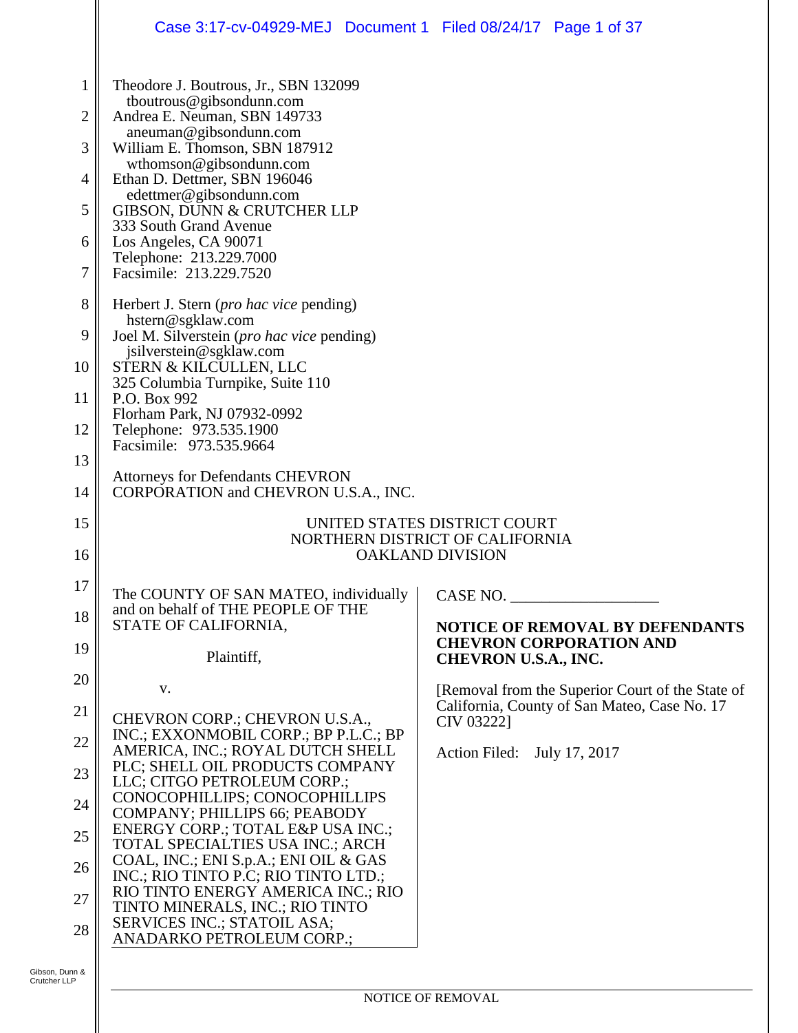Theodore J. Boutrous, Jr., SBN 132099
tboutrous@gibsondunn.com
Andrea E. Neuman, SBN 149733
aneuman@gibsondunn.com
William E. Thomson, SBN 187912
wthomson@gibsondunn.com
Ethan D. Dettmer, SBN 196046
edettmer@gibsondunn.com
GIBSON, DUNN & CRUTCHER LLP
333 South Grand Avenue
Los Angeles, CA 90071
Telephone: 213.229.7000
Facsimile: 213.229.7520

Herbert J. Stern (*pro hac vice* pending)
hstern@sgklaw.com
Joel M. Silverstein (*pro hac vice* pending)
jsilverstein@sgklaw.com
STERN & KILCULLEN, LLC
325 Columbia Turnpike, Suite 110
P.O. Box 992
Florham Park, NJ 07932-0992
Telephone: 973.535.1900
Facsimile: 973.535.9664

Attorneys for Defendants CHEVRON CORPORATION and CHEVRON U.S.A., INC.

UNITED STATES DISTRICT COURT
NORTHERN DISTRICT OF CALIFORNIA
OAKLAND DIVISION

The COUNTY OF SAN MATEO, individually and on behalf of THE PEOPLE OF THE STATE OF CALIFORNIA,

Plaintiff,

v.

CHEVRON CORP.; CHEVRON U.S.A., INC.; EXXONMOBIL CORP.; BP P.L.C.; BP AMERICA, INC.; ROYAL DUTCH SHELL PLC; SHELL OIL PRODUCTS COMPANY LLC; CITGO PETROLEUM CORP.; CONOCOPHILLIPS; CONOCOPHILLIPS COMPANY; PHILLIPS 66; PEABODY ENERGY CORP.; TOTAL E&P USA INC.; TOTAL SPECIALTIES USA INC.; ARCH COAL, INC.; ENI S.p.A.; ENI OIL & GAS INC.; RIO TINTO P.C; RIO TINTO LTD.; RIO TINTO ENERGY AMERICA INC.; RIO TINTO MINERALS, INC.; RIO TINTO SERVICES INC.; STATOIL ASA; ANADARKO PETROLEUM CORP.;

CASE NO. ___________________

**NOTICE OF REMOVAL BY DEFENDANTS CHEVRON CORPORATION AND CHEVRON U.S.A., INC.**

[Removal from the Superior Court of the State of California, County of San Mateo, Case No. 17 CIV 03222]

Action Filed: July 17, 2017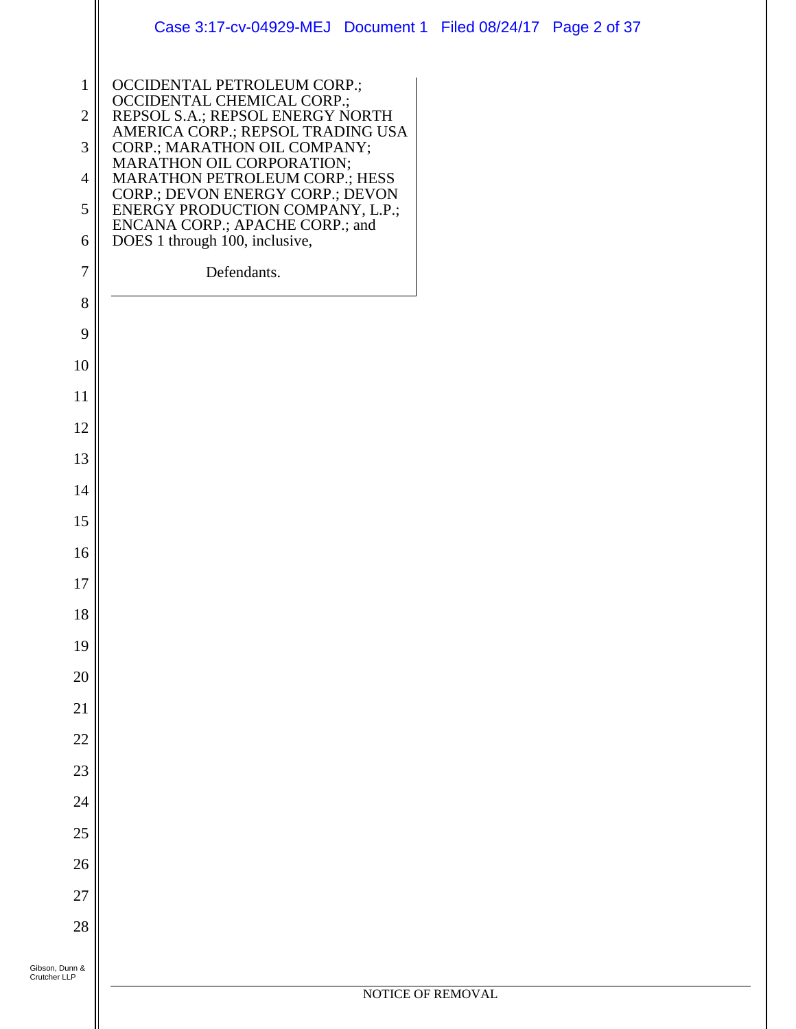OCCIDENTAL PETROLEUM CORP.; OCCIDENTAL CHEMICAL CORP.; REPSOL S.A.; REPSOL ENERGY NORTH AMERICA CORP.; REPSOL TRADING USA CORP.; MARATHON OIL COMPANY; MARATHON OIL CORPORATION; MARATHON PETROLEUM CORP.; HESS CORP.; DEVON ENERGY CORP.; DEVON ENERGY PRODUCTION COMPANY, L.P.; ENCANA CORP.; APACHE CORP.; and DOES 1 through 100, inclusive,

Defendants.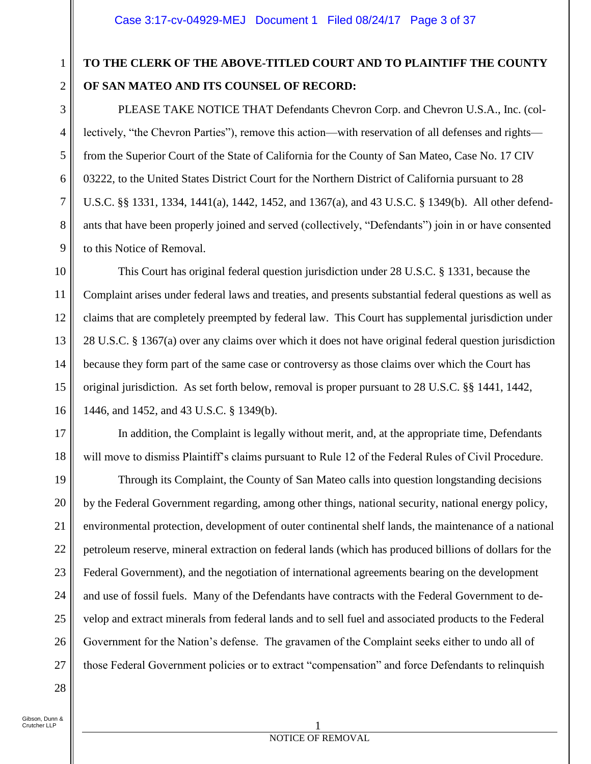**TO THE CLERK OF THE ABOVE-TITLED COURT AND TO PLAINTIFF THE COUNTY OF SAN MATEO AND ITS COUNSEL OF RECORD:**

PLEASE TAKE NOTICE THAT Defendants Chevron Corp. and Chevron U.S.A., Inc. (collectively, "the Chevron Parties"), remove this action—with reservation of all defenses and rights—from the Superior Court of the State of California for the County of San Mateo, Case No. 17 CIV 03222, to the United States District Court for the Northern District of California pursuant to 28 U.S.C. §§ 1331, 1334, 1441(a), 1442, 1452, and 1367(a), and 43 U.S.C. § 1349(b). All other defendants that have been properly joined and served (collectively, "Defendants") join in or have consented to this Notice of Removal.

This Court has original federal question jurisdiction under 28 U.S.C. § 1331, because the Complaint arises under federal laws and treaties, and presents substantial federal questions as well as claims that are completely preempted by federal law. This Court has supplemental jurisdiction under 28 U.S.C. § 1367(a) over any claims over which it does not have original federal question jurisdiction because they form part of the same case or controversy as those claims over which the Court has original jurisdiction. As set forth below, removal is proper pursuant to 28 U.S.C. §§ 1441, 1442, 1446, and 1452, and 43 U.S.C. § 1349(b).

In addition, the Complaint is legally without merit, and, at the appropriate time, Defendants will move to dismiss Plaintiff's claims pursuant to Rule 12 of the Federal Rules of Civil Procedure.

Through its Complaint, the County of San Mateo calls into question longstanding decisions by the Federal Government regarding, among other things, national security, national energy policy, environmental protection, development of outer continental shelf lands, the maintenance of a national petroleum reserve, mineral extraction on federal lands (which has produced billions of dollars for the Federal Government), and the negotiation of international agreements bearing on the development and use of fossil fuels. Many of the Defendants have contracts with the Federal Government to develop and extract minerals from federal lands and to sell fuel and associated products to the Federal Government for the Nation's defense. The gravamen of the Complaint seeks either to undo all of those Federal Government policies or to extract "compensation" and force Defendants to relinquish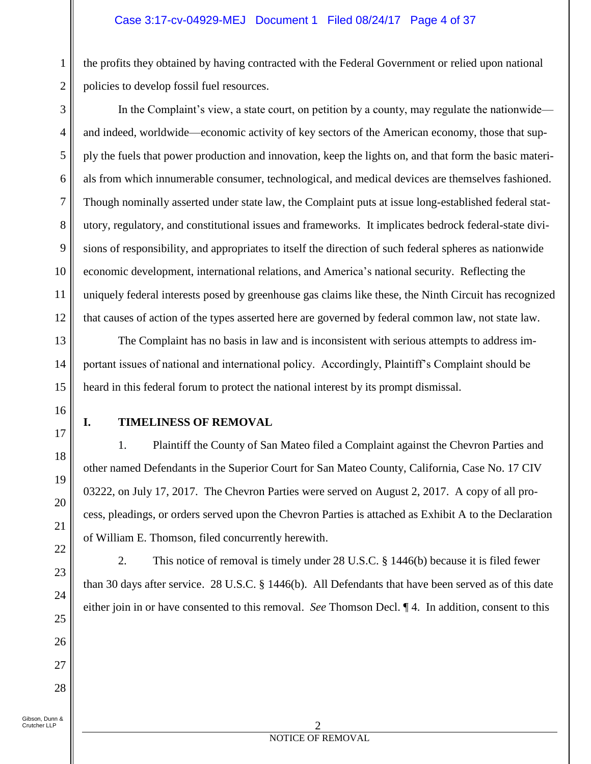the profits they obtained by having contracted with the Federal Government or relied upon national policies to develop fossil fuel resources.

In the Complaint's view, a state court, on petition by a county, may regulate the nationwide—and indeed, worldwide—economic activity of key sectors of the American economy, those that supply the fuels that power production and innovation, keep the lights on, and that form the basic materials from which innumerable consumer, technological, and medical devices are themselves fashioned. Though nominally asserted under state law, the Complaint puts at issue long-established federal statutory, regulatory, and constitutional issues and frameworks. It implicates bedrock federal-state divisions of responsibility, and appropriates to itself the direction of such federal spheres as nationwide economic development, international relations, and America's national security. Reflecting the uniquely federal interests posed by greenhouse gas claims like these, the Ninth Circuit has recognized that causes of action of the types asserted here are governed by federal common law, not state law.

The Complaint has no basis in law and is inconsistent with serious attempts to address important issues of national and international policy. Accordingly, Plaintiff's Complaint should be heard in this federal forum to protect the national interest by its prompt dismissal.

## I. TIMELINESS OF REMOVAL

1. Plaintiff the County of San Mateo filed a Complaint against the Chevron Parties and other named Defendants in the Superior Court for San Mateo County, California, Case No. 17 CIV 03222, on July 17, 2017. The Chevron Parties were served on August 2, 2017. A copy of all process, pleadings, or orders served upon the Chevron Parties is attached as Exhibit A to the Declaration of William E. Thomson, filed concurrently herewith.

2. This notice of removal is timely under 28 U.S.C. § 1446(b) because it is filed fewer than 30 days after service. 28 U.S.C. § 1446(b). All Defendants that have been served as of this date either join in or have consented to this removal. *See* Thomson Decl. ¶ 4. In addition, consent to this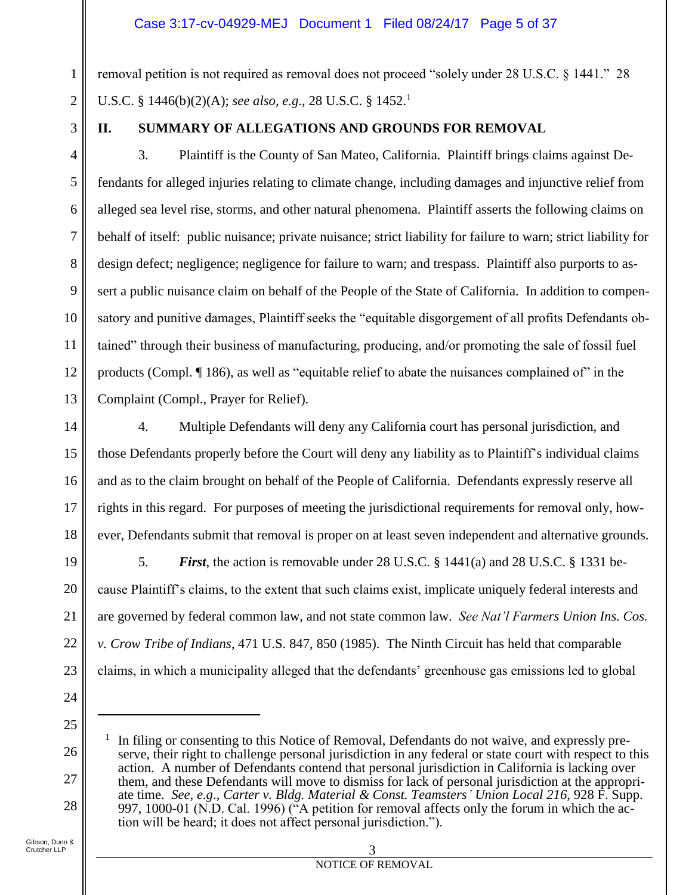removal petition is not required as removal does not proceed "solely under 28 U.S.C. § 1441." 28 U.S.C. § 1446(b)(2)(A); *see also, e.g.*, 28 U.S.C. § 1452.[1]

## II. SUMMARY OF ALLEGATIONS AND GROUNDS FOR REMOVAL

3. Plaintiff is the County of San Mateo, California. Plaintiff brings claims against Defendants for alleged injuries relating to climate change, including damages and injunctive relief from alleged sea level rise, storms, and other natural phenomena. Plaintiff asserts the following claims on behalf of itself: public nuisance; private nuisance; strict liability for failure to warn; strict liability for design defect; negligence; negligence for failure to warn; and trespass. Plaintiff also purports to assert a public nuisance claim on behalf of the People of the State of California. In addition to compensatory and punitive damages, Plaintiff seeks the "equitable disgorgement of all profits Defendants obtained" through their business of manufacturing, producing, and/or promoting the sale of fossil fuel products (Compl. ¶ 186), as well as "equitable relief to abate the nuisances complained of" in the Complaint (Compl., Prayer for Relief).

4. Multiple Defendants will deny any California court has personal jurisdiction, and those Defendants properly before the Court will deny any liability as to Plaintiff's individual claims and as to the claim brought on behalf of the People of California. Defendants expressly reserve all rights in this regard. For purposes of meeting the jurisdictional requirements for removal only, however, Defendants submit that removal is proper on at least seven independent and alternative grounds.

5. ***First***, the action is removable under 28 U.S.C. § 1441(a) and 28 U.S.C. § 1331 because Plaintiff's claims, to the extent that such claims exist, implicate uniquely federal interests and are governed by federal common law, and not state common law. *See Nat'l Farmers Union Ins. Cos. v. Crow Tribe of Indians*, 471 U.S. 847, 850 (1985). The Ninth Circuit has held that comparable claims, in which a municipality alleged that the defendants' greenhouse gas emissions led to global

---

[1] In filing or consenting to this Notice of Removal, Defendants do not waive, and expressly preserve, their right to challenge personal jurisdiction in any federal or state court with respect to this action. A number of Defendants contend that personal jurisdiction in California is lacking over them, and these Defendants will move to dismiss for lack of personal jurisdiction at the appropriate time. *See, e.g.*, *Carter v. Bldg. Material & Const. Teamsters' Union Local 216*, 928 F. Supp. 997, 1000-01 (N.D. Cal. 1996) ("A petition for removal affects only the forum in which the action will be heard; it does not affect personal jurisdiction.").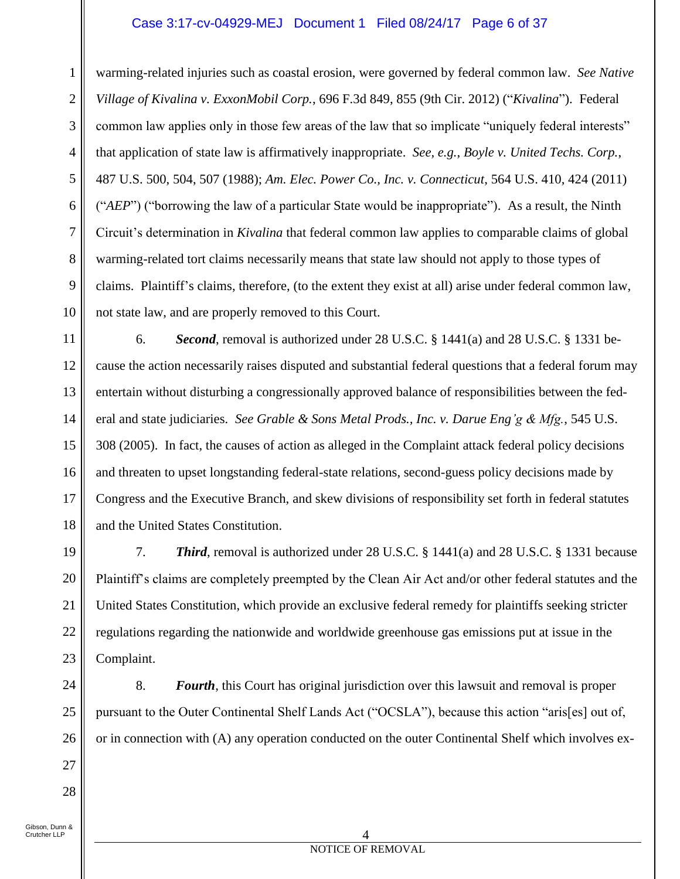warming-related injuries such as coastal erosion, were governed by federal common law. *See Native Village of Kivalina v. ExxonMobil Corp.*, 696 F.3d 849, 855 (9th Cir. 2012) ("*Kivalina*"). Federal common law applies only in those few areas of the law that so implicate "uniquely federal interests" that application of state law is affirmatively inappropriate. *See, e.g.*, *Boyle v. United Techs. Corp.*, 487 U.S. 500, 504, 507 (1988); *Am. Elec. Power Co., Inc. v. Connecticut*, 564 U.S. 410, 424 (2011) ("*AEP*") ("borrowing the law of a particular State would be inappropriate"). As a result, the Ninth Circuit's determination in *Kivalina* that federal common law applies to comparable claims of global warming-related tort claims necessarily means that state law should not apply to those types of claims. Plaintiff's claims, therefore, (to the extent they exist at all) arise under federal common law, not state law, and are properly removed to this Court.

6. ***Second***, removal is authorized under 28 U.S.C. § 1441(a) and 28 U.S.C. § 1331 because the action necessarily raises disputed and substantial federal questions that a federal forum may entertain without disturbing a congressionally approved balance of responsibilities between the federal and state judiciaries. *See Grable & Sons Metal Prods., Inc. v. Darue Eng'g & Mfg.*, 545 U.S. 308 (2005). In fact, the causes of action as alleged in the Complaint attack federal policy decisions and threaten to upset longstanding federal-state relations, second-guess policy decisions made by Congress and the Executive Branch, and skew divisions of responsibility set forth in federal statutes and the United States Constitution.

7. ***Third***, removal is authorized under 28 U.S.C. § 1441(a) and 28 U.S.C. § 1331 because Plaintiff's claims are completely preempted by the Clean Air Act and/or other federal statutes and the United States Constitution, which provide an exclusive federal remedy for plaintiffs seeking stricter regulations regarding the nationwide and worldwide greenhouse gas emissions put at issue in the Complaint.

8. ***Fourth***, this Court has original jurisdiction over this lawsuit and removal is proper pursuant to the Outer Continental Shelf Lands Act ("OCSLA"), because this action "aris[es] out of, or in connection with (A) any operation conducted on the outer Continental Shelf which involves ex-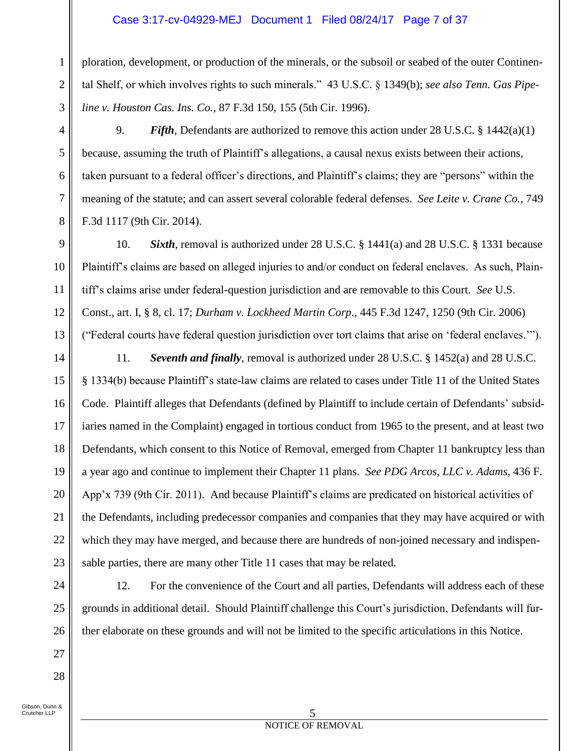ploration, development, or production of the minerals, or the subsoil or seabed of the outer Continental Shelf, or which involves rights to such minerals." 43 U.S.C. § 1349(b); *see also Tenn. Gas Pipeline v. Houston Cas. Ins. Co.*, 87 F.3d 150, 155 (5th Cir. 1996).

9. ***Fifth***, Defendants are authorized to remove this action under 28 U.S.C. § 1442(a)(1) because, assuming the truth of Plaintiff's allegations, a causal nexus exists between their actions, taken pursuant to a federal officer's directions, and Plaintiff's claims; they are "persons" within the meaning of the statute; and can assert several colorable federal defenses. *See Leite v. Crane Co.*, 749 F.3d 1117 (9th Cir. 2014).

10. ***Sixth***, removal is authorized under 28 U.S.C. § 1441(a) and 28 U.S.C. § 1331 because Plaintiff's claims are based on alleged injuries to and/or conduct on federal enclaves. As such, Plaintiff's claims arise under federal-question jurisdiction and are removable to this Court. *See* U.S. Const., art. I, § 8, cl. 17; *Durham v. Lockheed Martin Corp*., 445 F.3d 1247, 1250 (9th Cir. 2006) ("Federal courts have federal question jurisdiction over tort claims that arise on 'federal enclaves.'").

11. ***Seventh and finally***, removal is authorized under 28 U.S.C. § 1452(a) and 28 U.S.C. § 1334(b) because Plaintiff's state-law claims are related to cases under Title 11 of the United States Code. Plaintiff alleges that Defendants (defined by Plaintiff to include certain of Defendants' subsidiaries named in the Complaint) engaged in tortious conduct from 1965 to the present, and at least two Defendants, which consent to this Notice of Removal, emerged from Chapter 11 bankruptcy less than a year ago and continue to implement their Chapter 11 plans. *See PDG Arcos, LLC v. Adams*, 436 F. App'x 739 (9th Cir. 2011). And because Plaintiff's claims are predicated on historical activities of the Defendants, including predecessor companies and companies that they may have acquired or with which they may have merged, and because there are hundreds of non-joined necessary and indispensable parties, there are many other Title 11 cases that may be related.

12. For the convenience of the Court and all parties, Defendants will address each of these grounds in additional detail. Should Plaintiff challenge this Court's jurisdiction, Defendants will further elaborate on these grounds and will not be limited to the specific articulations in this Notice.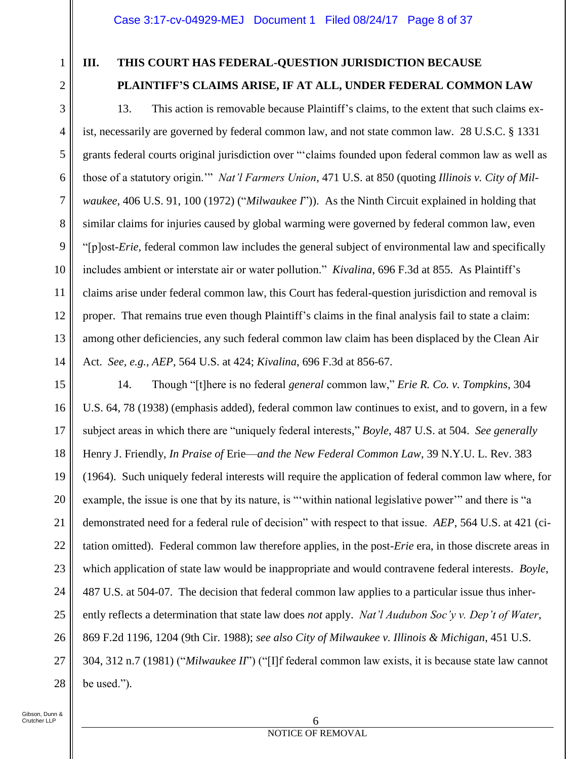## III. THIS COURT HAS FEDERAL-QUESTION JURISDICTION BECAUSE PLAINTIFF'S CLAIMS ARISE, IF AT ALL, UNDER FEDERAL COMMON LAW

13. This action is removable because Plaintiff's claims, to the extent that such claims exist, necessarily are governed by federal common law, and not state common law. 28 U.S.C. § 1331 grants federal courts original jurisdiction over "'claims founded upon federal common law as well as those of a statutory origin.'" *Nat'l Farmers Union*, 471 U.S. at 850 (quoting *Illinois v. City of Milwaukee*, 406 U.S. 91, 100 (1972) ("*Milwaukee I*")). As the Ninth Circuit explained in holding that similar claims for injuries caused by global warming were governed by federal common law, even "[p]ost-*Erie*, federal common law includes the general subject of environmental law and specifically includes ambient or interstate air or water pollution." *Kivalina*, 696 F.3d at 855. As Plaintiff's claims arise under federal common law, this Court has federal-question jurisdiction and removal is proper. That remains true even though Plaintiff's claims in the final analysis fail to state a claim: among other deficiencies, any such federal common law claim has been displaced by the Clean Air Act. *See, e.g.*, *AEP*, 564 U.S. at 424; *Kivalina*, 696 F.3d at 856-67.

14. Though "[t]here is no federal *general* common law," *Erie R. Co. v. Tompkins*, 304 U.S. 64, 78 (1938) (emphasis added), federal common law continues to exist, and to govern, in a few subject areas in which there are "uniquely federal interests," *Boyle*, 487 U.S. at 504. *See generally* Henry J. Friendly, *In Praise of* Erie—*and the New Federal Common Law*, 39 N.Y.U. L. Rev. 383 (1964). Such uniquely federal interests will require the application of federal common law where, for example, the issue is one that by its nature, is "'within national legislative power'" and there is "a demonstrated need for a federal rule of decision" with respect to that issue. *AEP*, 564 U.S. at 421 (citation omitted). Federal common law therefore applies, in the post-*Erie* era, in those discrete areas in which application of state law would be inappropriate and would contravene federal interests. *Boyle*, 487 U.S. at 504-07. The decision that federal common law applies to a particular issue thus inherently reflects a determination that state law does *not* apply. *Nat'l Audubon Soc'y v. Dep't of Water*, 869 F.2d 1196, 1204 (9th Cir. 1988); *see also City of Milwaukee v. Illinois & Michigan*, 451 U.S. 304, 312 n.7 (1981) ("*Milwaukee II*") ("[I]f federal common law exists, it is because state law cannot be used.").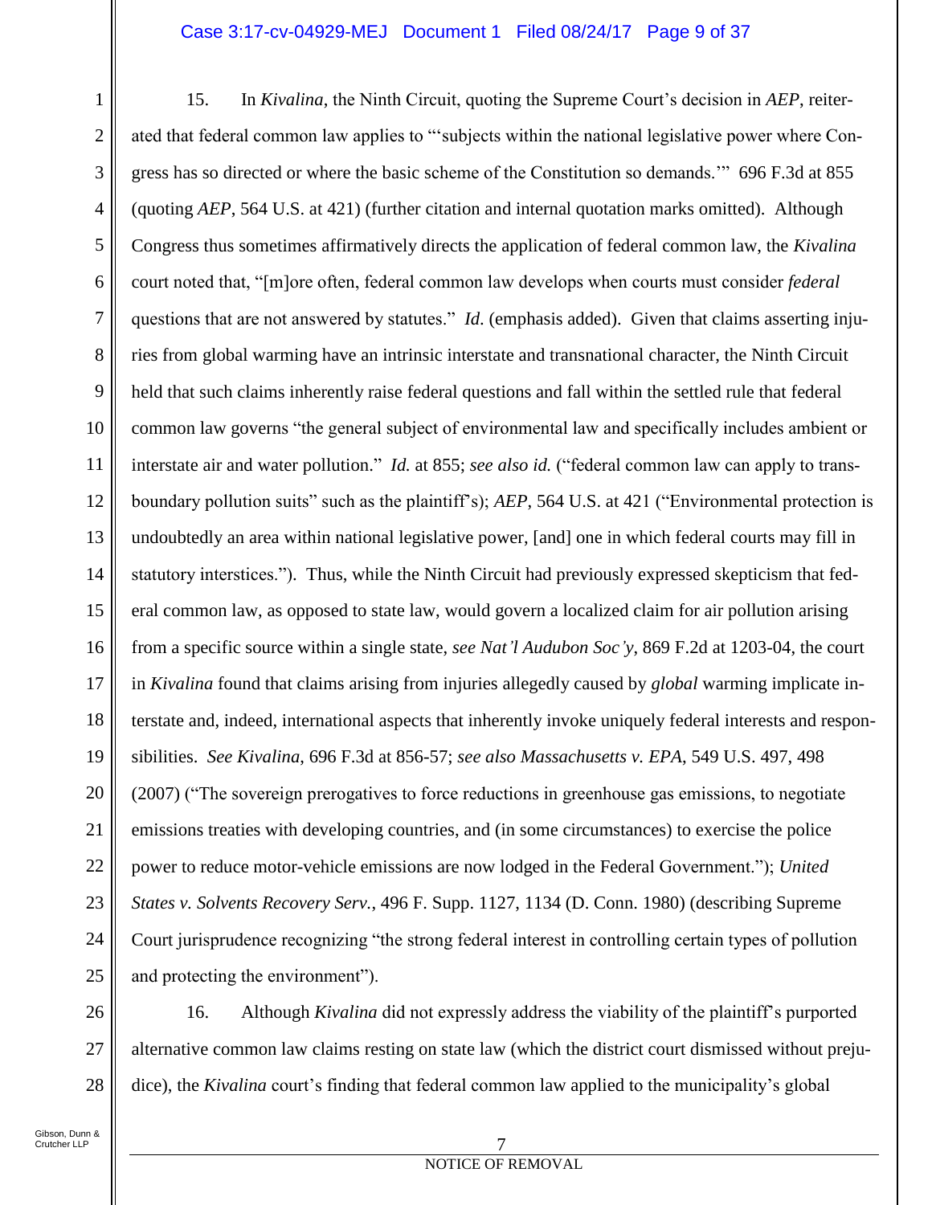15. In *Kivalina*, the Ninth Circuit, quoting the Supreme Court's decision in *AEP*, reiterated that federal common law applies to "'subjects within the national legislative power where Congress has so directed or where the basic scheme of the Constitution so demands.'" 696 F.3d at 855 (quoting *AEP*, 564 U.S. at 421) (further citation and internal quotation marks omitted). Although Congress thus sometimes affirmatively directs the application of federal common law, the *Kivalina* court noted that, "[m]ore often, federal common law develops when courts must consider *federal* questions that are not answered by statutes." *Id.* (emphasis added). Given that claims asserting injuries from global warming have an intrinsic interstate and transnational character, the Ninth Circuit held that such claims inherently raise federal questions and fall within the settled rule that federal common law governs "the general subject of environmental law and specifically includes ambient or interstate air and water pollution." *Id.* at 855; *see also id.* ("federal common law can apply to transboundary pollution suits" such as the plaintiff's); *AEP*, 564 U.S. at 421 ("Environmental protection is undoubtedly an area within national legislative power, [and] one in which federal courts may fill in statutory interstices."). Thus, while the Ninth Circuit had previously expressed skepticism that federal common law, as opposed to state law, would govern a localized claim for air pollution arising from a specific source within a single state, *see Nat'l Audubon Soc'y*, 869 F.2d at 1203-04, the court in *Kivalina* found that claims arising from injuries allegedly caused by *global* warming implicate interstate and, indeed, international aspects that inherently invoke uniquely federal interests and responsibilities. *See Kivalina*, 696 F.3d at 856-57; *see also Massachusetts v. EPA*, 549 U.S. 497, 498 (2007) ("The sovereign prerogatives to force reductions in greenhouse gas emissions, to negotiate emissions treaties with developing countries, and (in some circumstances) to exercise the police power to reduce motor-vehicle emissions are now lodged in the Federal Government."); *United States v. Solvents Recovery Serv.*, 496 F. Supp. 1127, 1134 (D. Conn. 1980) (describing Supreme Court jurisprudence recognizing "the strong federal interest in controlling certain types of pollution and protecting the environment").

16. Although *Kivalina* did not expressly address the viability of the plaintiff's purported alternative common law claims resting on state law (which the district court dismissed without prejudice), the *Kivalina* court's finding that federal common law applied to the municipality's global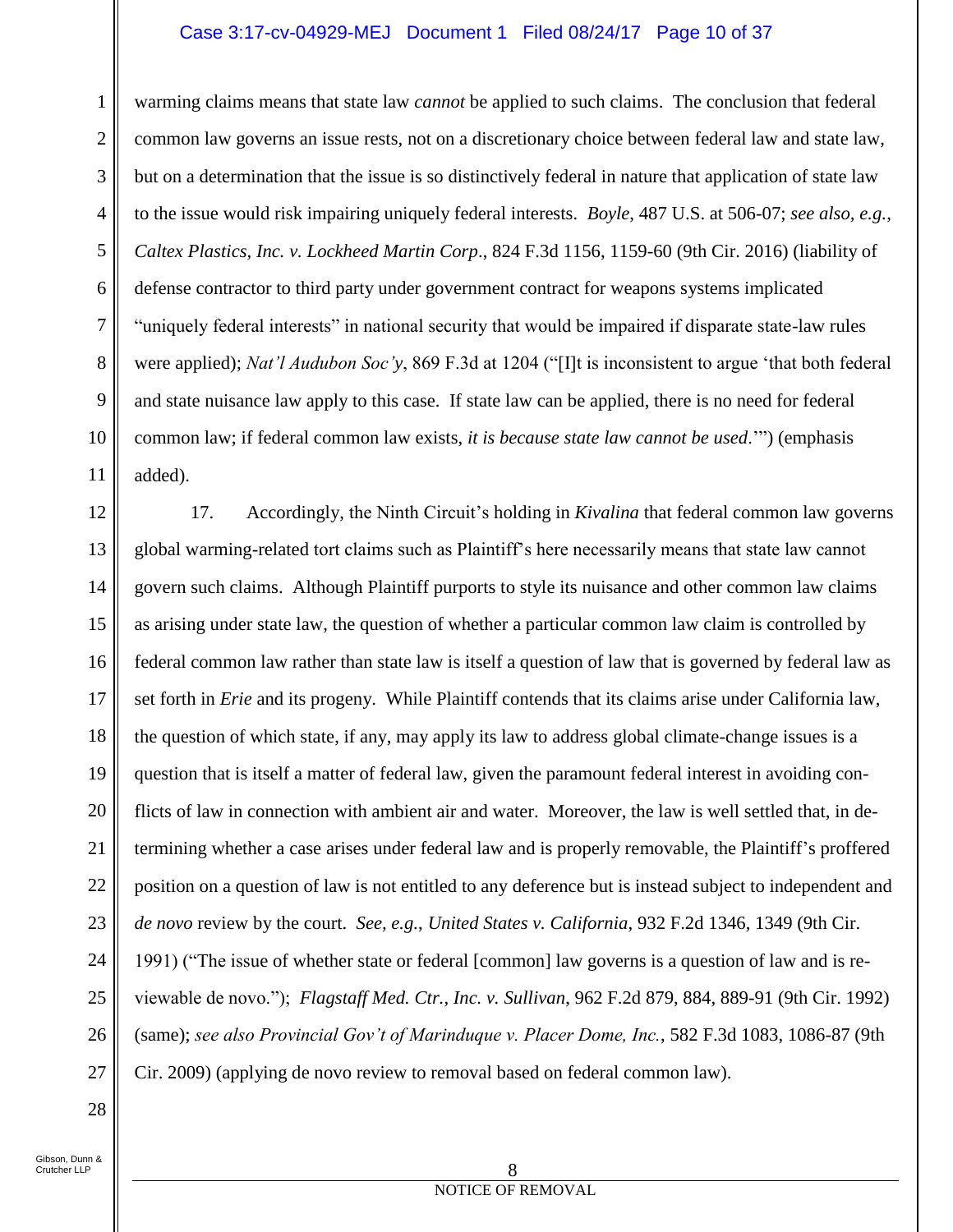warming claims means that state law *cannot* be applied to such claims. The conclusion that federal common law governs an issue rests, not on a discretionary choice between federal law and state law, but on a determination that the issue is so distinctively federal in nature that application of state law to the issue would risk impairing uniquely federal interests. *Boyle*, 487 U.S. at 506-07; *see also, e.g.*, *Caltex Plastics, Inc. v. Lockheed Martin Corp*., 824 F.3d 1156, 1159-60 (9th Cir. 2016) (liability of defense contractor to third party under government contract for weapons systems implicated "uniquely federal interests" in national security that would be impaired if disparate state-law rules were applied); *Nat'l Audubon Soc'y*, 869 F.3d at 1204 ("[I]t is inconsistent to argue 'that both federal and state nuisance law apply to this case. If state law can be applied, there is no need for federal common law; if federal common law exists, *it is because state law cannot be used*.'") (emphasis added).

17. Accordingly, the Ninth Circuit's holding in *Kivalina* that federal common law governs global warming-related tort claims such as Plaintiff's here necessarily means that state law cannot govern such claims. Although Plaintiff purports to style its nuisance and other common law claims as arising under state law, the question of whether a particular common law claim is controlled by federal common law rather than state law is itself a question of law that is governed by federal law as set forth in *Erie* and its progeny. While Plaintiff contends that its claims arise under California law, the question of which state, if any, may apply its law to address global climate-change issues is a question that is itself a matter of federal law, given the paramount federal interest in avoiding conflicts of law in connection with ambient air and water. Moreover, the law is well settled that, in determining whether a case arises under federal law and is properly removable, the Plaintiff's proffered position on a question of law is not entitled to any deference but is instead subject to independent and *de novo* review by the court. *See, e.g.*, *United States v. California*, 932 F.2d 1346, 1349 (9th Cir. 1991) ("The issue of whether state or federal [common] law governs is a question of law and is reviewable de novo."); *Flagstaff Med. Ctr., Inc. v. Sullivan*, 962 F.2d 879, 884, 889-91 (9th Cir. 1992) (same); *see also Provincial Gov't of Marinduque v. Placer Dome, Inc.*, 582 F.3d 1083, 1086-87 (9th Cir. 2009) (applying de novo review to removal based on federal common law).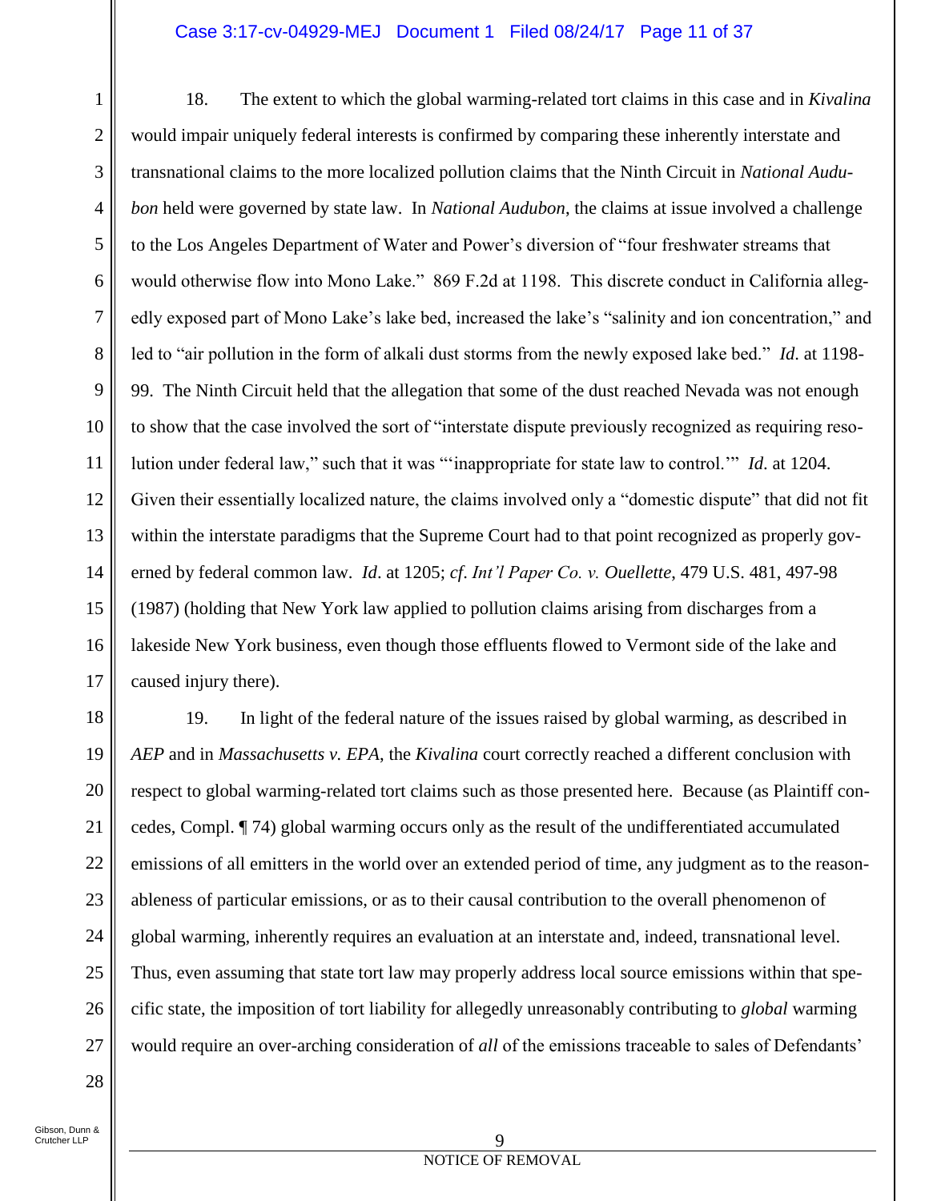18. The extent to which the global warming-related tort claims in this case and in *Kivalina* would impair uniquely federal interests is confirmed by comparing these inherently interstate and transnational claims to the more localized pollution claims that the Ninth Circuit in *National Audubon* held were governed by state law. In *National Audubon*, the claims at issue involved a challenge to the Los Angeles Department of Water and Power's diversion of "four freshwater streams that would otherwise flow into Mono Lake." 869 F.2d at 1198. This discrete conduct in California allegedly exposed part of Mono Lake's lake bed, increased the lake's "salinity and ion concentration," and led to "air pollution in the form of alkali dust storms from the newly exposed lake bed." *Id.* at 1198-99. The Ninth Circuit held that the allegation that some of the dust reached Nevada was not enough to show that the case involved the sort of "interstate dispute previously recognized as requiring resolution under federal law," such that it was "'inappropriate for state law to control.'" *Id.* at 1204. Given their essentially localized nature, the claims involved only a "domestic dispute" that did not fit within the interstate paradigms that the Supreme Court had to that point recognized as properly governed by federal common law. *Id*. at 1205; *cf. Int'l Paper Co. v. Ouellette*, 479 U.S. 481, 497-98 (1987) (holding that New York law applied to pollution claims arising from discharges from a lakeside New York business, even though those effluents flowed to Vermont side of the lake and caused injury there).

19. In light of the federal nature of the issues raised by global warming, as described in *AEP* and in *Massachusetts v. EPA*, the *Kivalina* court correctly reached a different conclusion with respect to global warming-related tort claims such as those presented here. Because (as Plaintiff concedes, Compl. ¶ 74) global warming occurs only as the result of the undifferentiated accumulated emissions of all emitters in the world over an extended period of time, any judgment as to the reasonableness of particular emissions, or as to their causal contribution to the overall phenomenon of global warming, inherently requires an evaluation at an interstate and, indeed, transnational level. Thus, even assuming that state tort law may properly address local source emissions within that specific state, the imposition of tort liability for allegedly unreasonably contributing to *global* warming would require an over-arching consideration of *all* of the emissions traceable to sales of Defendants'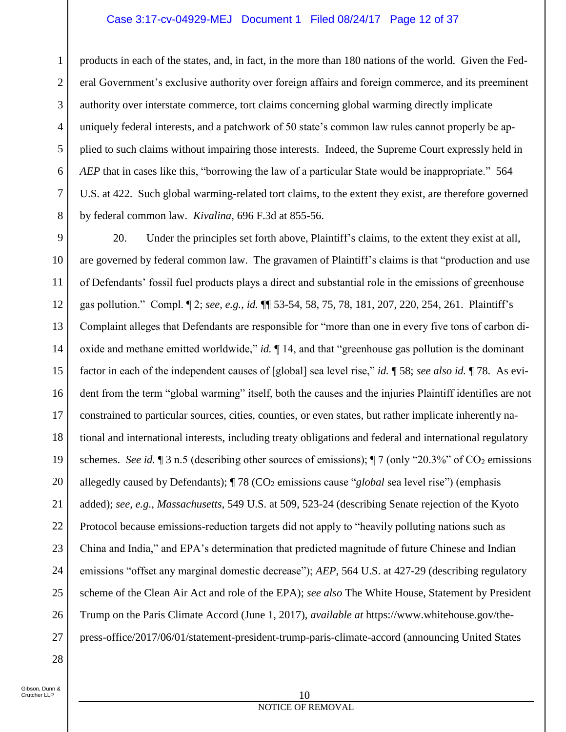products in each of the states, and, in fact, in the more than 180 nations of the world. Given the Federal Government's exclusive authority over foreign affairs and foreign commerce, and its preeminent authority over interstate commerce, tort claims concerning global warming directly implicate uniquely federal interests, and a patchwork of 50 state's common law rules cannot properly be applied to such claims without impairing those interests. Indeed, the Supreme Court expressly held in *AEP* that in cases like this, "borrowing the law of a particular State would be inappropriate." 564 U.S. at 422. Such global warming-related tort claims, to the extent they exist, are therefore governed by federal common law. *Kivalina*, 696 F.3d at 855-56.

20. Under the principles set forth above, Plaintiff's claims, to the extent they exist at all, are governed by federal common law. The gravamen of Plaintiff's claims is that "production and use of Defendants' fossil fuel products plays a direct and substantial role in the emissions of greenhouse gas pollution." Compl. ¶ 2; *see, e.g.*, *id.* ¶¶ 53-54, 58, 75, 78, 181, 207, 220, 254, 261. Plaintiff's Complaint alleges that Defendants are responsible for "more than one in every five tons of carbon dioxide and methane emitted worldwide," *id.* ¶ 14, and that "greenhouse gas pollution is the dominant factor in each of the independent causes of [global] sea level rise," *id.* ¶ 58; *see also id.* ¶ 78. As evident from the term "global warming" itself, both the causes and the injuries Plaintiff identifies are not constrained to particular sources, cities, counties, or even states, but rather implicate inherently national and international interests, including treaty obligations and federal and international regulatory schemes. *See id.* ¶ 3 n.5 (describing other sources of emissions); ¶ 7 (only "20.3%" of $CO_2$ emissions allegedly caused by Defendants); ¶ 78 ($CO_2$ emissions cause "*global* sea level rise") (emphasis added); *see, e.g.*, *Massachusetts*, 549 U.S. at 509, 523-24 (describing Senate rejection of the Kyoto Protocol because emissions-reduction targets did not apply to "heavily polluting nations such as China and India," and EPA's determination that predicted magnitude of future Chinese and Indian emissions "offset any marginal domestic decrease"); *AEP*, 564 U.S. at 427-29 (describing regulatory scheme of the Clean Air Act and role of the EPA); *see also* The White House, Statement by President Trump on the Paris Climate Accord (June 1, 2017), *available at* https://www.whitehouse.gov/the-press-office/2017/06/01/statement-president-trump-paris-climate-accord (announcing United States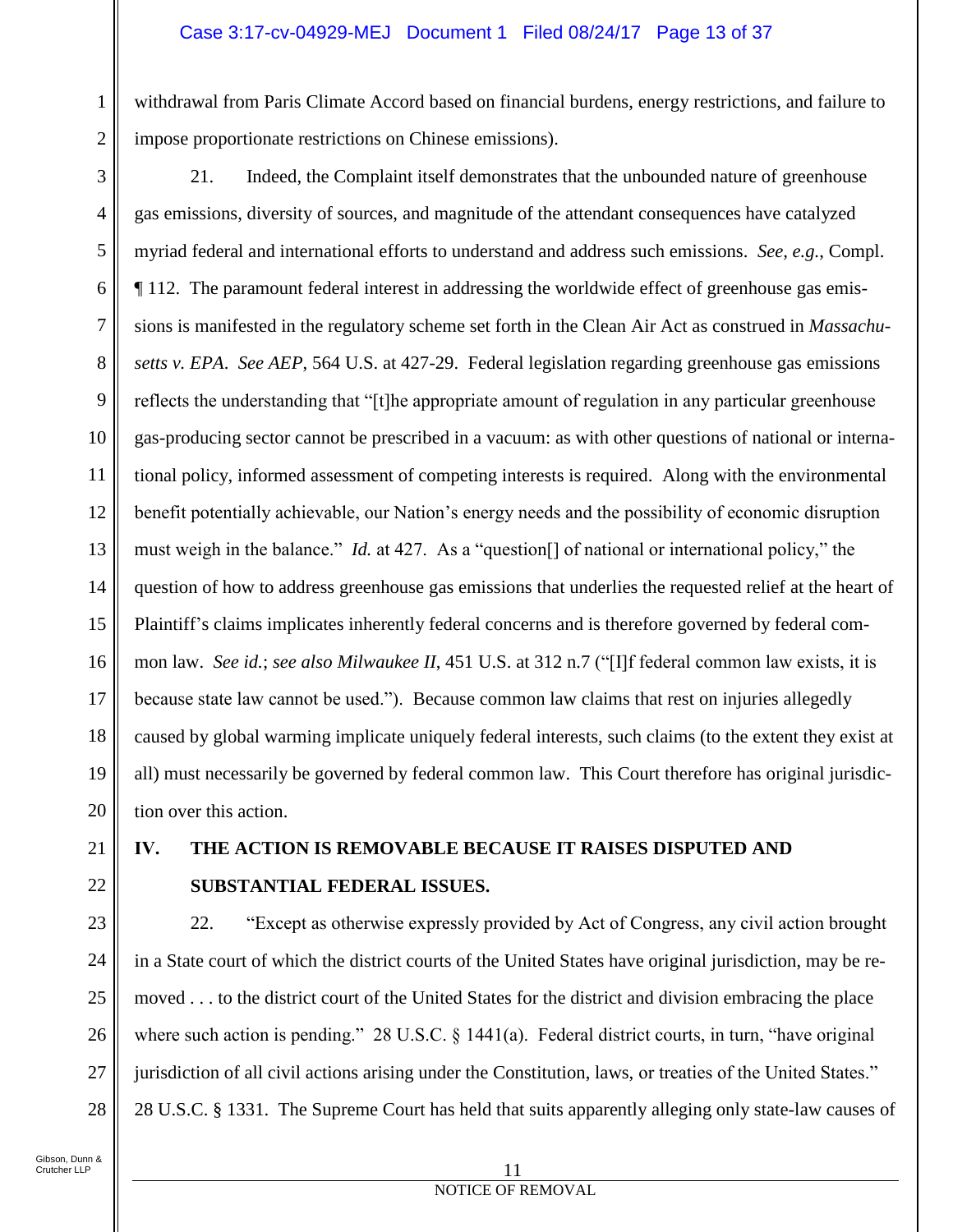withdrawal from Paris Climate Accord based on financial burdens, energy restrictions, and failure to impose proportionate restrictions on Chinese emissions).

21. Indeed, the Complaint itself demonstrates that the unbounded nature of greenhouse gas emissions, diversity of sources, and magnitude of the attendant consequences have catalyzed myriad federal and international efforts to understand and address such emissions. *See, e.g.*, Compl. ¶ 112. The paramount federal interest in addressing the worldwide effect of greenhouse gas emissions is manifested in the regulatory scheme set forth in the Clean Air Act as construed in *Massachusetts v. EPA*. *See AEP*, 564 U.S. at 427-29. Federal legislation regarding greenhouse gas emissions reflects the understanding that "[t]he appropriate amount of regulation in any particular greenhouse gas-producing sector cannot be prescribed in a vacuum: as with other questions of national or international policy, informed assessment of competing interests is required. Along with the environmental benefit potentially achievable, our Nation's energy needs and the possibility of economic disruption must weigh in the balance." *Id.* at 427. As a "question[] of national or international policy," the question of how to address greenhouse gas emissions that underlies the requested relief at the heart of Plaintiff's claims implicates inherently federal concerns and is therefore governed by federal common law. *See id.*; *see also Milwaukee II*, 451 U.S. at 312 n.7 ("[I]f federal common law exists, it is because state law cannot be used."). Because common law claims that rest on injuries allegedly caused by global warming implicate uniquely federal interests, such claims (to the extent they exist at all) must necessarily be governed by federal common law. This Court therefore has original jurisdiction over this action.

## IV. THE ACTION IS REMOVABLE BECAUSE IT RAISES DISPUTED AND SUBSTANTIAL FEDERAL ISSUES.

22. "Except as otherwise expressly provided by Act of Congress, any civil action brought in a State court of which the district courts of the United States have original jurisdiction, may be removed . . . to the district court of the United States for the district and division embracing the place where such action is pending." 28 U.S.C. § 1441(a). Federal district courts, in turn, "have original jurisdiction of all civil actions arising under the Constitution, laws, or treaties of the United States." 28 U.S.C. § 1331. The Supreme Court has held that suits apparently alleging only state-law causes of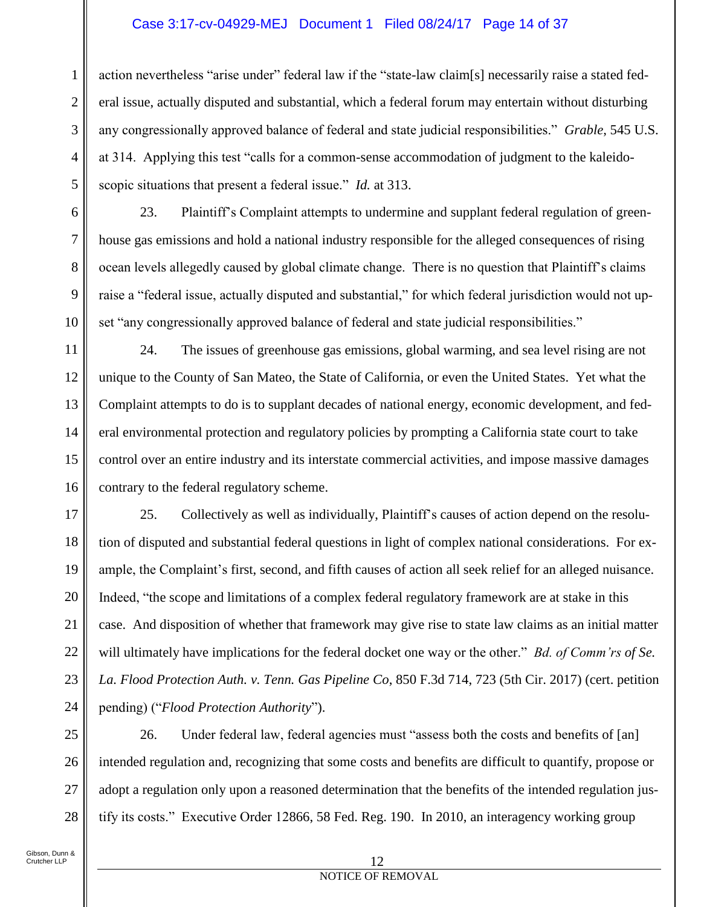action nevertheless "arise under" federal law if the "state-law claim[s] necessarily raise a stated federal issue, actually disputed and substantial, which a federal forum may entertain without disturbing any congressionally approved balance of federal and state judicial responsibilities." *Grable*, 545 U.S. at 314. Applying this test "calls for a common-sense accommodation of judgment to the kaleidoscopic situations that present a federal issue." *Id.* at 313.

23. Plaintiff's Complaint attempts to undermine and supplant federal regulation of greenhouse gas emissions and hold a national industry responsible for the alleged consequences of rising ocean levels allegedly caused by global climate change. There is no question that Plaintiff's claims raise a "federal issue, actually disputed and substantial," for which federal jurisdiction would not upset "any congressionally approved balance of federal and state judicial responsibilities."

24. The issues of greenhouse gas emissions, global warming, and sea level rising are not unique to the County of San Mateo, the State of California, or even the United States. Yet what the Complaint attempts to do is to supplant decades of national energy, economic development, and federal environmental protection and regulatory policies by prompting a California state court to take control over an entire industry and its interstate commercial activities, and impose massive damages contrary to the federal regulatory scheme.

25. Collectively as well as individually, Plaintiff's causes of action depend on the resolution of disputed and substantial federal questions in light of complex national considerations. For example, the Complaint's first, second, and fifth causes of action all seek relief for an alleged nuisance. Indeed, "the scope and limitations of a complex federal regulatory framework are at stake in this case. And disposition of whether that framework may give rise to state law claims as an initial matter will ultimately have implications for the federal docket one way or the other." *Bd. of Comm'rs of Se. La. Flood Protection Auth. v. Tenn. Gas Pipeline Co*, 850 F.3d 714, 723 (5th Cir. 2017) (cert. petition pending) ("*Flood Protection Authority*").

26. Under federal law, federal agencies must "assess both the costs and benefits of [an] intended regulation and, recognizing that some costs and benefits are difficult to quantify, propose or adopt a regulation only upon a reasoned determination that the benefits of the intended regulation justify its costs." Executive Order 12866, 58 Fed. Reg. 190. In 2010, an interagency working group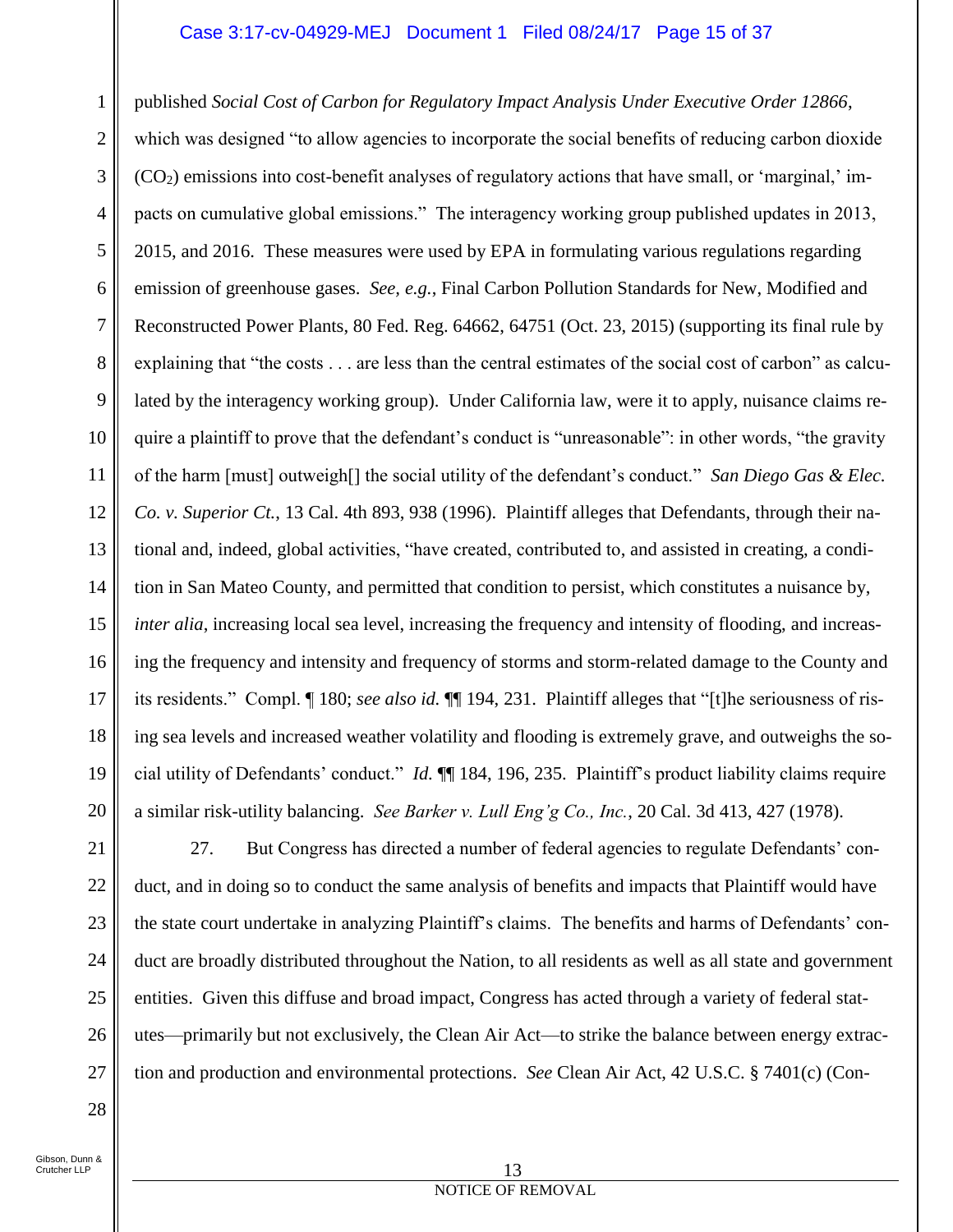published *Social Cost of Carbon for Regulatory Impact Analysis Under Executive Order 12866*, which was designed "to allow agencies to incorporate the social benefits of reducing carbon dioxide ($CO_2$) emissions into cost-benefit analyses of regulatory actions that have small, or 'marginal,' impacts on cumulative global emissions." The interagency working group published updates in 2013, 2015, and 2016. These measures were used by EPA in formulating various regulations regarding emission of greenhouse gases. *See, e.g.*, Final Carbon Pollution Standards for New, Modified and Reconstructed Power Plants, 80 Fed. Reg. 64662, 64751 (Oct. 23, 2015) (supporting its final rule by explaining that "the costs . . . are less than the central estimates of the social cost of carbon" as calculated by the interagency working group). Under California law, were it to apply, nuisance claims require a plaintiff to prove that the defendant's conduct is "unreasonable": in other words, "the gravity of the harm [must] outweigh[] the social utility of the defendant's conduct." *San Diego Gas & Elec. Co. v. Superior Ct.*, 13 Cal. 4th 893, 938 (1996). Plaintiff alleges that Defendants, through their national and, indeed, global activities, "have created, contributed to, and assisted in creating, a condition in San Mateo County, and permitted that condition to persist, which constitutes a nuisance by, *inter alia*, increasing local sea level, increasing the frequency and intensity of flooding, and increasing the frequency and intensity and frequency of storms and storm-related damage to the County and its residents." Compl. ¶ 180; *see also id.* ¶¶ 194, 231. Plaintiff alleges that "[t]he seriousness of rising sea levels and increased weather volatility and flooding is extremely grave, and outweighs the social utility of Defendants' conduct." *Id.* ¶¶ 184, 196, 235. Plaintiff's product liability claims require a similar risk-utility balancing. *See Barker v. Lull Eng'g Co., Inc.*, 20 Cal. 3d 413, 427 (1978).

27. But Congress has directed a number of federal agencies to regulate Defendants' conduct, and in doing so to conduct the same analysis of benefits and impacts that Plaintiff would have the state court undertake in analyzing Plaintiff's claims. The benefits and harms of Defendants' conduct are broadly distributed throughout the Nation, to all residents as well as all state and government entities. Given this diffuse and broad impact, Congress has acted through a variety of federal statutes—primarily but not exclusively, the Clean Air Act—to strike the balance between energy extraction and production and environmental protections. *See* Clean Air Act, 42 U.S.C. § 7401(c) (Con-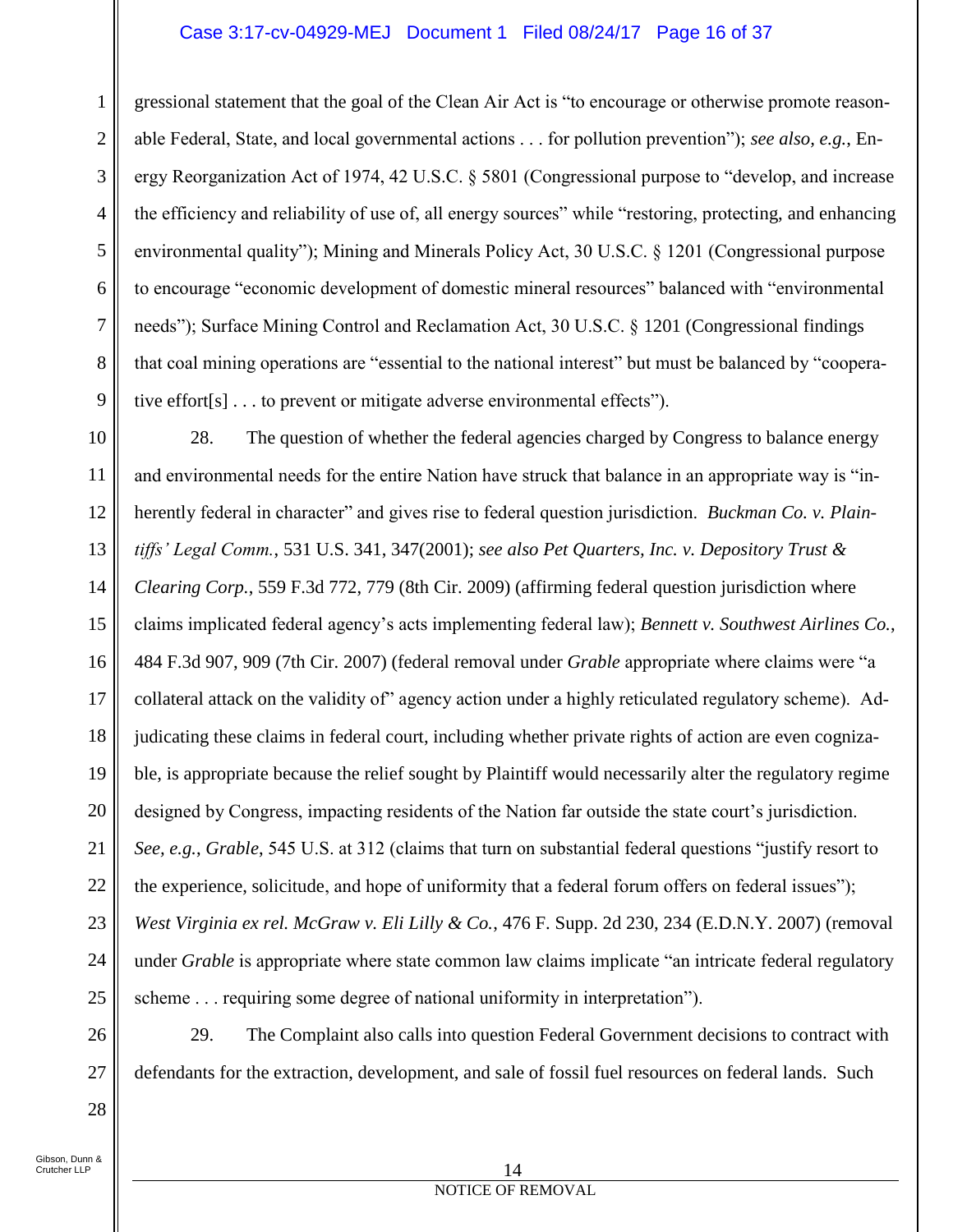gressional statement that the goal of the Clean Air Act is "to encourage or otherwise promote reasonable Federal, State, and local governmental actions . . . for pollution prevention"); *see also, e.g.*, Energy Reorganization Act of 1974, 42 U.S.C. § 5801 (Congressional purpose to "develop, and increase the efficiency and reliability of use of, all energy sources" while "restoring, protecting, and enhancing environmental quality"); Mining and Minerals Policy Act, 30 U.S.C. § 1201 (Congressional purpose to encourage "economic development of domestic mineral resources" balanced with "environmental needs"); Surface Mining Control and Reclamation Act, 30 U.S.C. § 1201 (Congressional findings that coal mining operations are "essential to the national interest" but must be balanced by "cooperative effort[s] . . . to prevent or mitigate adverse environmental effects").

28. The question of whether the federal agencies charged by Congress to balance energy and environmental needs for the entire Nation have struck that balance in an appropriate way is "inherently federal in character" and gives rise to federal question jurisdiction. *Buckman Co. v. Plaintiffs' Legal Comm.*, 531 U.S. 341, 347(2001); *see also Pet Quarters, Inc. v. Depository Trust & Clearing Corp.*, 559 F.3d 772, 779 (8th Cir. 2009) (affirming federal question jurisdiction where claims implicated federal agency's acts implementing federal law); *Bennett v. Southwest Airlines Co.*, 484 F.3d 907, 909 (7th Cir. 2007) (federal removal under *Grable* appropriate where claims were "a collateral attack on the validity of" agency action under a highly reticulated regulatory scheme). Adjudicating these claims in federal court, including whether private rights of action are even cognizable, is appropriate because the relief sought by Plaintiff would necessarily alter the regulatory regime designed by Congress, impacting residents of the Nation far outside the state court's jurisdiction. *See, e.g.*, *Grable*, 545 U.S. at 312 (claims that turn on substantial federal questions "justify resort to the experience, solicitude, and hope of uniformity that a federal forum offers on federal issues"); *West Virginia ex rel. McGraw v. Eli Lilly & Co.*, 476 F. Supp. 2d 230, 234 (E.D.N.Y. 2007) (removal under *Grable* is appropriate where state common law claims implicate "an intricate federal regulatory scheme . . . requiring some degree of national uniformity in interpretation").

29. The Complaint also calls into question Federal Government decisions to contract with defendants for the extraction, development, and sale of fossil fuel resources on federal lands. Such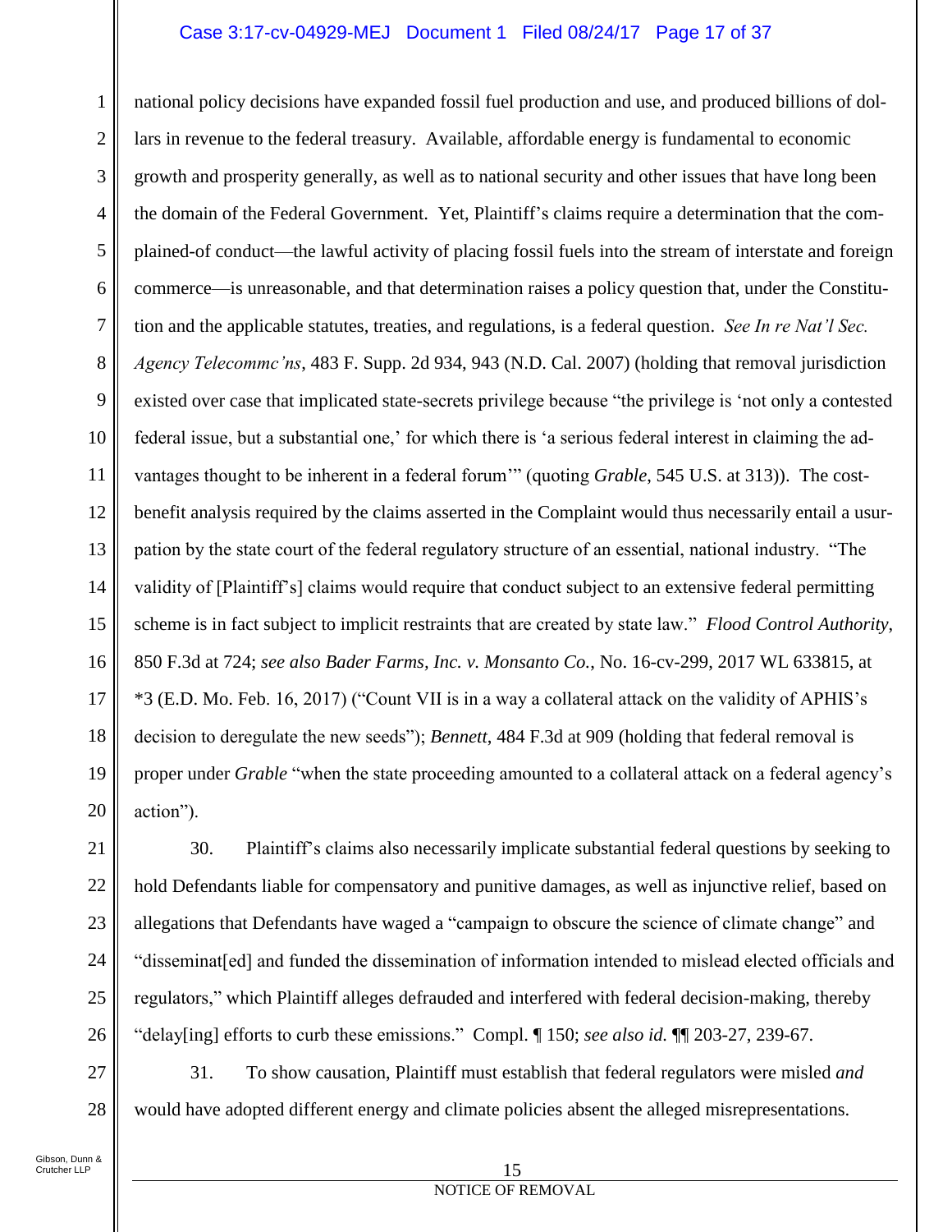national policy decisions have expanded fossil fuel production and use, and produced billions of dollars in revenue to the federal treasury. Available, affordable energy is fundamental to economic growth and prosperity generally, as well as to national security and other issues that have long been the domain of the Federal Government. Yet, Plaintiff's claims require a determination that the complained-of conduct—the lawful activity of placing fossil fuels into the stream of interstate and foreign commerce—is unreasonable, and that determination raises a policy question that, under the Constitution and the applicable statutes, treaties, and regulations, is a federal question. *See In re Nat'l Sec. Agency Telecommc'ns*, 483 F. Supp. 2d 934, 943 (N.D. Cal. 2007) (holding that removal jurisdiction existed over case that implicated state-secrets privilege because "the privilege is 'not only a contested federal issue, but a substantial one,' for which there is 'a serious federal interest in claiming the advantages thought to be inherent in a federal forum'" (quoting *Grable*, 545 U.S. at 313)). The cost-benefit analysis required by the claims asserted in the Complaint would thus necessarily entail a usurpation by the state court of the federal regulatory structure of an essential, national industry. "The validity of [Plaintiff's] claims would require that conduct subject to an extensive federal permitting scheme is in fact subject to implicit restraints that are created by state law." *Flood Control Authority*, 850 F.3d at 724; *see also Bader Farms, Inc. v. Monsanto Co.*, No. 16-cv-299, 2017 WL 633815, at *3 (E.D. Mo. Feb. 16, 2017) ("Count VII is in a way a collateral attack on the validity of APHIS's decision to deregulate the new seeds"); *Bennett*, 484 F.3d at 909 (holding that federal removal is proper under *Grable* "when the state proceeding amounted to a collateral attack on a federal agency's action").

30. Plaintiff's claims also necessarily implicate substantial federal questions by seeking to hold Defendants liable for compensatory and punitive damages, as well as injunctive relief, based on allegations that Defendants have waged a "campaign to obscure the science of climate change" and "disseminat[ed] and funded the dissemination of information intended to mislead elected officials and regulators," which Plaintiff alleges defrauded and interfered with federal decision-making, thereby "delay[ing] efforts to curb these emissions." Compl. ¶ 150; *see also id.* ¶¶ 203-27, 239-67.

31. To show causation, Plaintiff must establish that federal regulators were misled *and* would have adopted different energy and climate policies absent the alleged misrepresentations.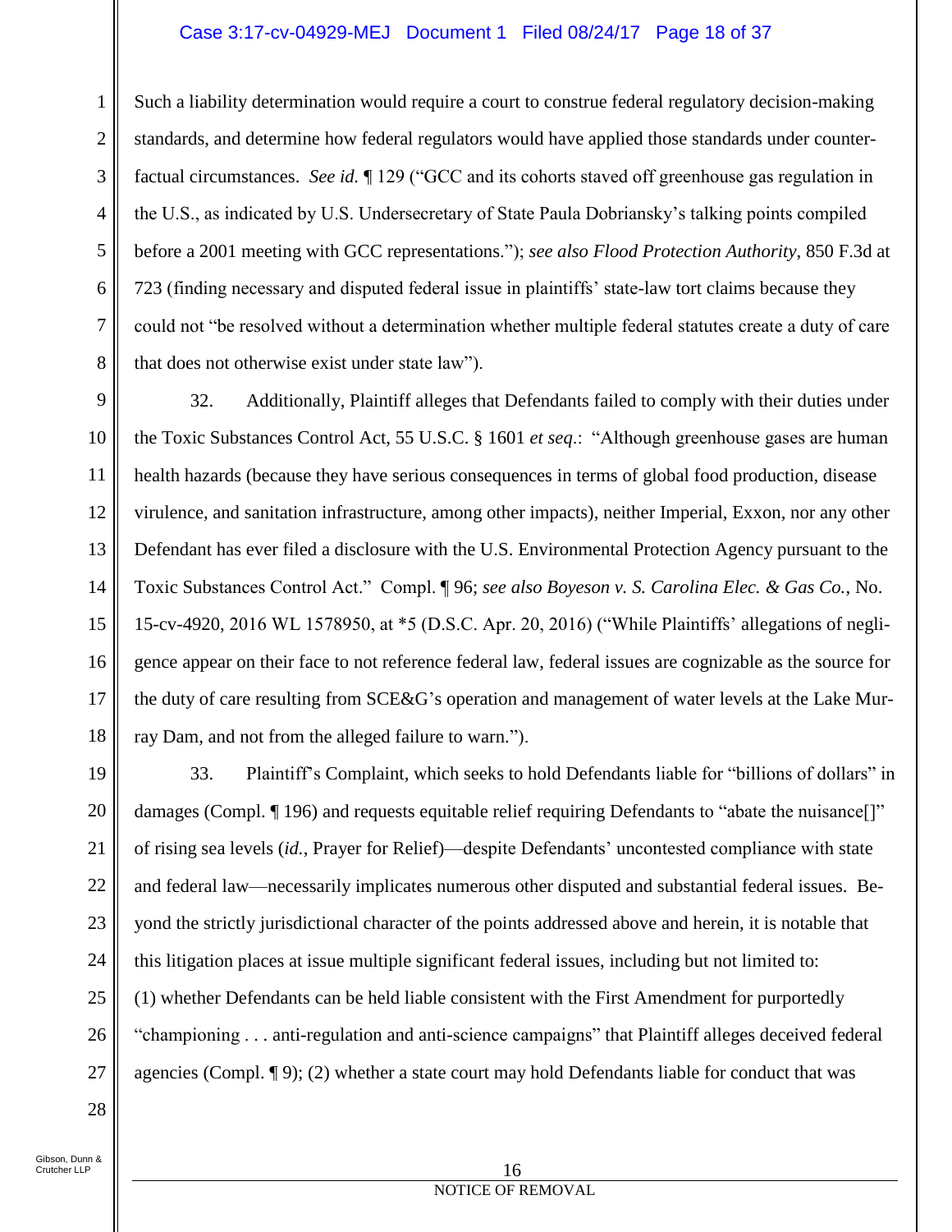Such a liability determination would require a court to construe federal regulatory decision-making standards, and determine how federal regulators would have applied those standards under counter-factual circumstances. *See id.* ¶ 129 ("GCC and its cohorts staved off greenhouse gas regulation in the U.S., as indicated by U.S. Undersecretary of State Paula Dobriansky's talking points compiled before a 2001 meeting with GCC representations."); *see also Flood Protection Authority*, 850 F.3d at 723 (finding necessary and disputed federal issue in plaintiffs' state-law tort claims because they could not "be resolved without a determination whether multiple federal statutes create a duty of care that does not otherwise exist under state law").

32. Additionally, Plaintiff alleges that Defendants failed to comply with their duties under the Toxic Substances Control Act, 55 U.S.C. § 1601 *et seq*.: "Although greenhouse gases are human health hazards (because they have serious consequences in terms of global food production, disease virulence, and sanitation infrastructure, among other impacts), neither Imperial, Exxon, nor any other Defendant has ever filed a disclosure with the U.S. Environmental Protection Agency pursuant to the Toxic Substances Control Act." Compl. ¶ 96; *see also Boyeson v. S. Carolina Elec. & Gas Co.*, No. 15-cv-4920, 2016 WL 1578950, at *5 (D.S.C. Apr. 20, 2016) ("While Plaintiffs' allegations of negligence appear on their face to not reference federal law, federal issues are cognizable as the source for the duty of care resulting from SCE&G's operation and management of water levels at the Lake Murray Dam, and not from the alleged failure to warn.").

33. Plaintiff's Complaint, which seeks to hold Defendants liable for "billions of dollars" in damages (Compl. ¶ 196) and requests equitable relief requiring Defendants to "abate the nuisance[]" of rising sea levels (*id.*, Prayer for Relief)—despite Defendants' uncontested compliance with state and federal law—necessarily implicates numerous other disputed and substantial federal issues. Beyond the strictly jurisdictional character of the points addressed above and herein, it is notable that this litigation places at issue multiple significant federal issues, including but not limited to: (1) whether Defendants can be held liable consistent with the First Amendment for purportedly "championing . . . anti-regulation and anti-science campaigns" that Plaintiff alleges deceived federal agencies (Compl. ¶ 9); (2) whether a state court may hold Defendants liable for conduct that was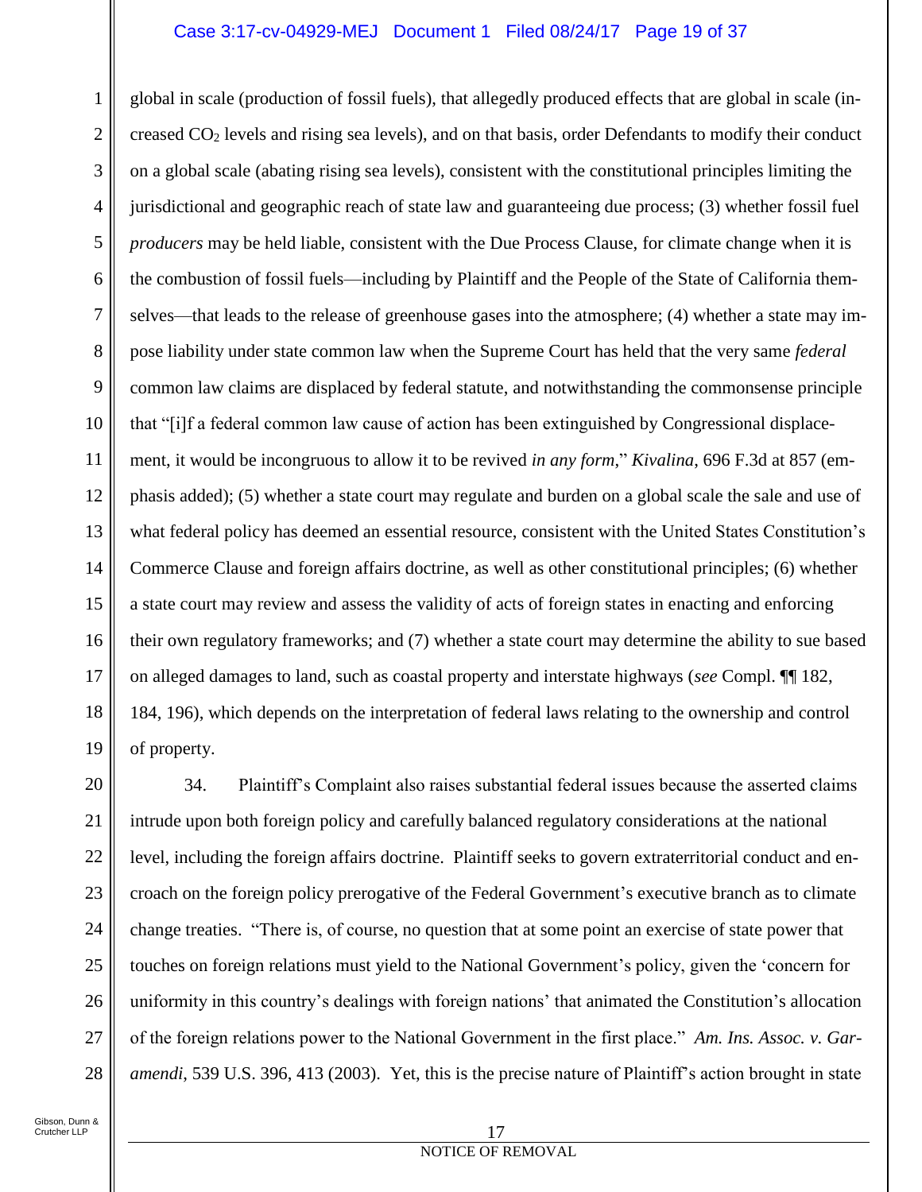global in scale (production of fossil fuels), that allegedly produced effects that are global in scale (increased $CO_2$ levels and rising sea levels), and on that basis, order Defendants to modify their conduct on a global scale (abating rising sea levels), consistent with the constitutional principles limiting the jurisdictional and geographic reach of state law and guaranteeing due process; (3) whether fossil fuel *producers* may be held liable, consistent with the Due Process Clause, for climate change when it is the combustion of fossil fuels—including by Plaintiff and the People of the State of California themselves—that leads to the release of greenhouse gases into the atmosphere; (4) whether a state may impose liability under state common law when the Supreme Court has held that the very same *federal* common law claims are displaced by federal statute, and notwithstanding the commonsense principle that "[i]f a federal common law cause of action has been extinguished by Congressional displacement, it would be incongruous to allow it to be revived *in any form*," *Kivalina*, 696 F.3d at 857 (emphasis added); (5) whether a state court may regulate and burden on a global scale the sale and use of what federal policy has deemed an essential resource, consistent with the United States Constitution's Commerce Clause and foreign affairs doctrine, as well as other constitutional principles; (6) whether a state court may review and assess the validity of acts of foreign states in enacting and enforcing their own regulatory frameworks; and (7) whether a state court may determine the ability to sue based on alleged damages to land, such as coastal property and interstate highways (*see* Compl. ¶¶ 182, 184, 196), which depends on the interpretation of federal laws relating to the ownership and control of property.

34. Plaintiff's Complaint also raises substantial federal issues because the asserted claims intrude upon both foreign policy and carefully balanced regulatory considerations at the national level, including the foreign affairs doctrine. Plaintiff seeks to govern extraterritorial conduct and encroach on the foreign policy prerogative of the Federal Government's executive branch as to climate change treaties. "There is, of course, no question that at some point an exercise of state power that touches on foreign relations must yield to the National Government's policy, given the 'concern for uniformity in this country's dealings with foreign nations' that animated the Constitution's allocation of the foreign relations power to the National Government in the first place." *Am. Ins. Assoc. v. Garamendi*, 539 U.S. 396, 413 (2003). Yet, this is the precise nature of Plaintiff's action brought in state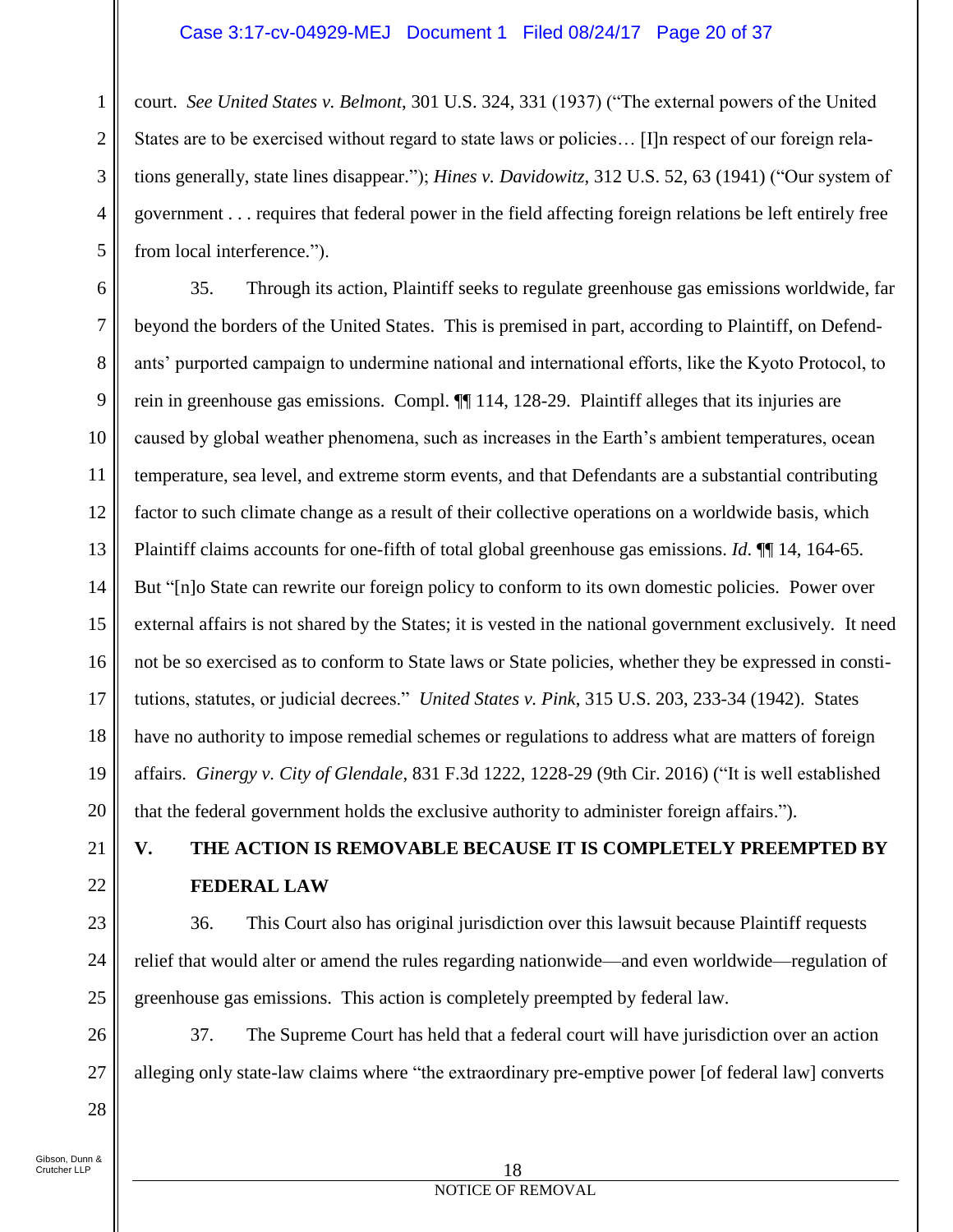court. *See United States v. Belmont*, 301 U.S. 324, 331 (1937) ("The external powers of the United States are to be exercised without regard to state laws or policies… [I]n respect of our foreign relations generally, state lines disappear."); *Hines v. Davidowitz*, 312 U.S. 52, 63 (1941) ("Our system of government . . . requires that federal power in the field affecting foreign relations be left entirely free from local interference.").

35. Through its action, Plaintiff seeks to regulate greenhouse gas emissions worldwide, far beyond the borders of the United States. This is premised in part, according to Plaintiff, on Defendants' purported campaign to undermine national and international efforts, like the Kyoto Protocol, to rein in greenhouse gas emissions. Compl. ¶¶ 114, 128-29. Plaintiff alleges that its injuries are caused by global weather phenomena, such as increases in the Earth's ambient temperatures, ocean temperature, sea level, and extreme storm events, and that Defendants are a substantial contributing factor to such climate change as a result of their collective operations on a worldwide basis, which Plaintiff claims accounts for one-fifth of total global greenhouse gas emissions. *Id*. ¶¶ 14, 164-65. But "[n]o State can rewrite our foreign policy to conform to its own domestic policies. Power over external affairs is not shared by the States; it is vested in the national government exclusively. It need not be so exercised as to conform to State laws or State policies, whether they be expressed in constitutions, statutes, or judicial decrees." *United States v. Pink*, 315 U.S. 203, 233-34 (1942). States have no authority to impose remedial schemes or regulations to address what are matters of foreign affairs. *Ginergy v. City of Glendale*, 831 F.3d 1222, 1228-29 (9th Cir. 2016) ("It is well established that the federal government holds the exclusive authority to administer foreign affairs.").

## V. THE ACTION IS REMOVABLE BECAUSE IT IS COMPLETELY PREEMPTED BY FEDERAL LAW

36. This Court also has original jurisdiction over this lawsuit because Plaintiff requests relief that would alter or amend the rules regarding nationwide—and even worldwide—regulation of greenhouse gas emissions. This action is completely preempted by federal law.

37. The Supreme Court has held that a federal court will have jurisdiction over an action alleging only state-law claims where "the extraordinary pre-emptive power [of federal law] converts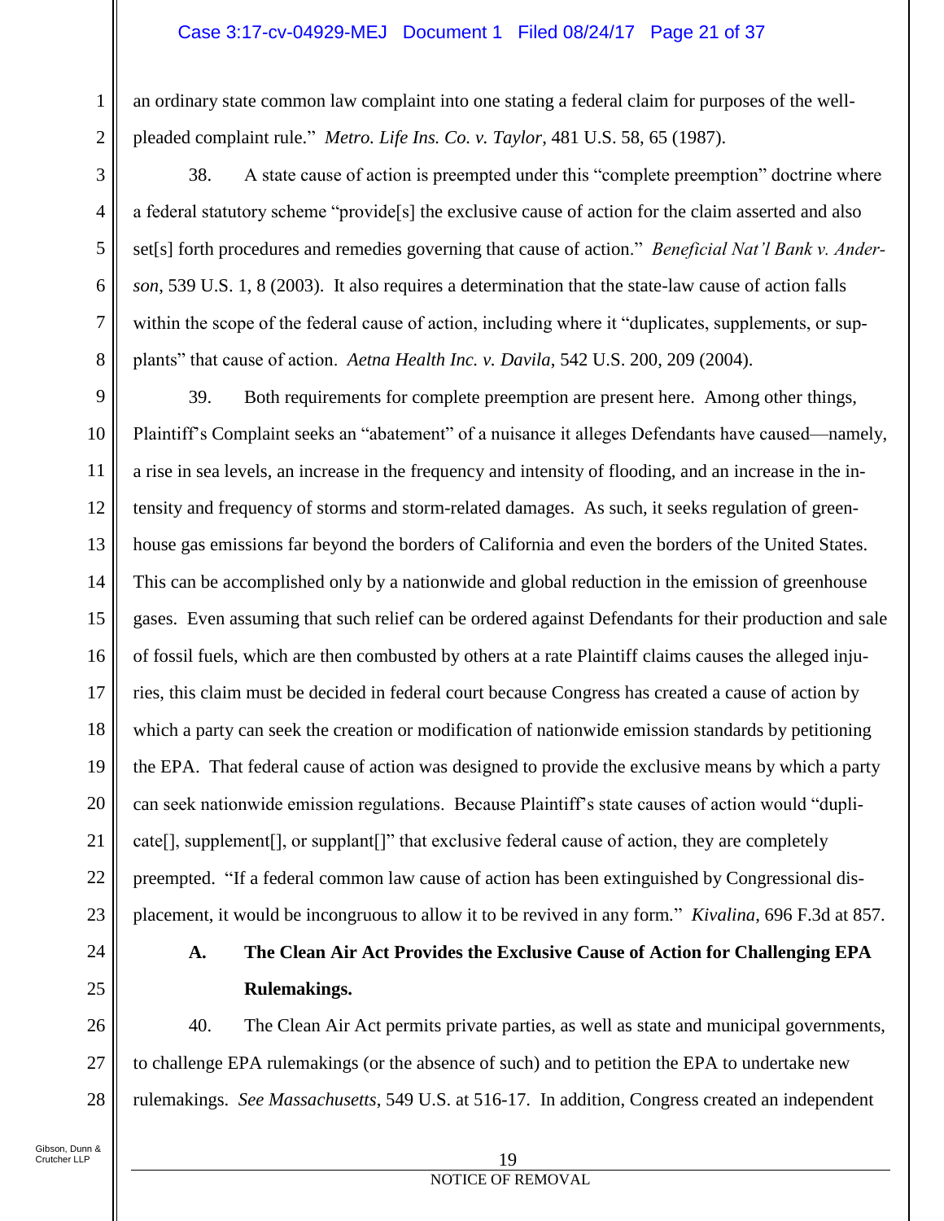an ordinary state common law complaint into one stating a federal claim for purposes of the well-pleaded complaint rule." *Metro. Life Ins. Co. v. Taylor*, 481 U.S. 58, 65 (1987).

38. A state cause of action is preempted under this "complete preemption" doctrine where a federal statutory scheme "provide[s] the exclusive cause of action for the claim asserted and also set[s] forth procedures and remedies governing that cause of action." *Beneficial Nat'l Bank v. Anderson*, 539 U.S. 1, 8 (2003). It also requires a determination that the state-law cause of action falls within the scope of the federal cause of action, including where it "duplicates, supplements, or supplants" that cause of action. *Aetna Health Inc. v. Davila*, 542 U.S. 200, 209 (2004).

39. Both requirements for complete preemption are present here. Among other things, Plaintiff's Complaint seeks an "abatement" of a nuisance it alleges Defendants have caused—namely, a rise in sea levels, an increase in the frequency and intensity of flooding, and an increase in the intensity and frequency of storms and storm-related damages. As such, it seeks regulation of greenhouse gas emissions far beyond the borders of California and even the borders of the United States. This can be accomplished only by a nationwide and global reduction in the emission of greenhouse gases. Even assuming that such relief can be ordered against Defendants for their production and sale of fossil fuels, which are then combusted by others at a rate Plaintiff claims causes the alleged injuries, this claim must be decided in federal court because Congress has created a cause of action by which a party can seek the creation or modification of nationwide emission standards by petitioning the EPA. That federal cause of action was designed to provide the exclusive means by which a party can seek nationwide emission regulations. Because Plaintiff's state causes of action would "duplicate[], supplement[], or supplant[]" that exclusive federal cause of action, they are completely preempted. "If a federal common law cause of action has been extinguished by Congressional displacement, it would be incongruous to allow it to be revived in any form." *Kivalina*, 696 F.3d at 857.

### A. The Clean Air Act Provides the Exclusive Cause of Action for Challenging EPA Rulemakings.

40. The Clean Air Act permits private parties, as well as state and municipal governments, to challenge EPA rulemakings (or the absence of such) and to petition the EPA to undertake new rulemakings. *See Massachusetts*, 549 U.S. at 516-17. In addition, Congress created an independent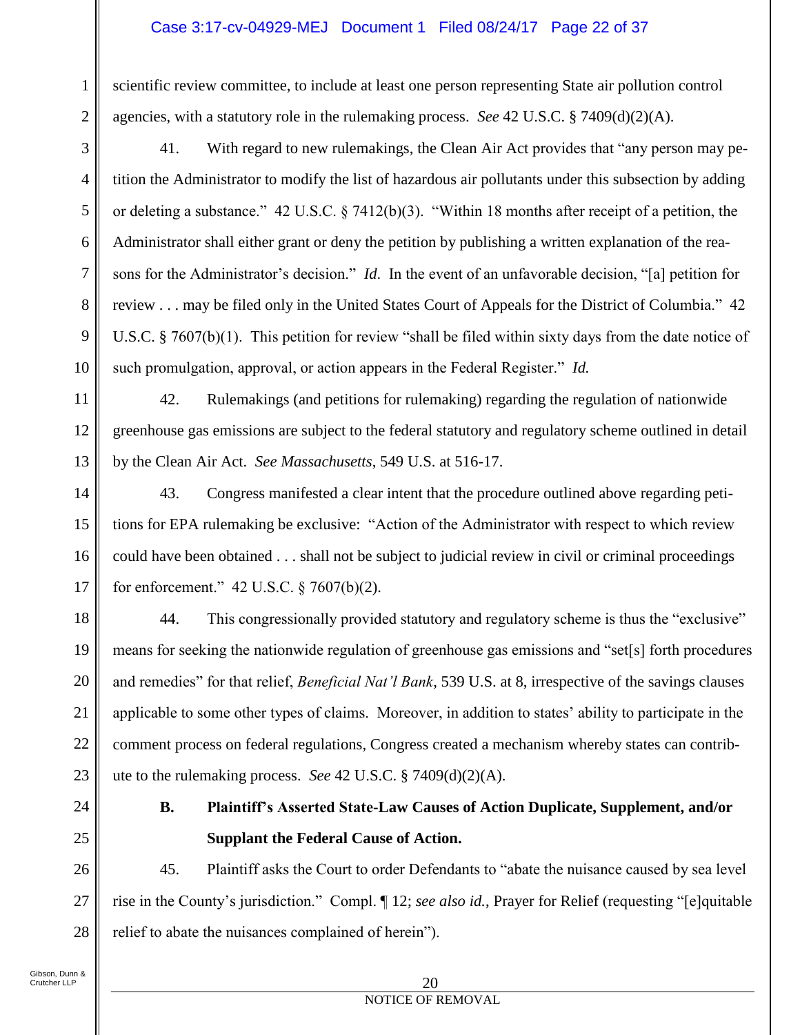scientific review committee, to include at least one person representing State air pollution control agencies, with a statutory role in the rulemaking process. *See* 42 U.S.C. § 7409(d)(2)(A).

41. With regard to new rulemakings, the Clean Air Act provides that "any person may petition the Administrator to modify the list of hazardous air pollutants under this subsection by adding or deleting a substance." 42 U.S.C. § 7412(b)(3). "Within 18 months after receipt of a petition, the Administrator shall either grant or deny the petition by publishing a written explanation of the reasons for the Administrator's decision." *Id.* In the event of an unfavorable decision, "[a] petition for review . . . may be filed only in the United States Court of Appeals for the District of Columbia." 42 U.S.C. § 7607(b)(1). This petition for review "shall be filed within sixty days from the date notice of such promulgation, approval, or action appears in the Federal Register." *Id.*

42. Rulemakings (and petitions for rulemaking) regarding the regulation of nationwide greenhouse gas emissions are subject to the federal statutory and regulatory scheme outlined in detail by the Clean Air Act. *See Massachusetts*, 549 U.S. at 516-17.

43. Congress manifested a clear intent that the procedure outlined above regarding petitions for EPA rulemaking be exclusive: "Action of the Administrator with respect to which review could have been obtained . . . shall not be subject to judicial review in civil or criminal proceedings for enforcement." 42 U.S.C. § 7607(b)(2).

44. This congressionally provided statutory and regulatory scheme is thus the "exclusive" means for seeking the nationwide regulation of greenhouse gas emissions and "set[s] forth procedures and remedies" for that relief, *Beneficial Nat'l Bank*, 539 U.S. at 8, irrespective of the savings clauses applicable to some other types of claims. Moreover, in addition to states' ability to participate in the comment process on federal regulations, Congress created a mechanism whereby states can contribute to the rulemaking process. *See* 42 U.S.C. § 7409(d)(2)(A).

### B. Plaintiff's Asserted State-Law Causes of Action Duplicate, Supplement, and/or Supplant the Federal Cause of Action.

45. Plaintiff asks the Court to order Defendants to "abate the nuisance caused by sea level rise in the County's jurisdiction." Compl. ¶ 12; *see also id.*, Prayer for Relief (requesting "[e]quitable relief to abate the nuisances complained of herein").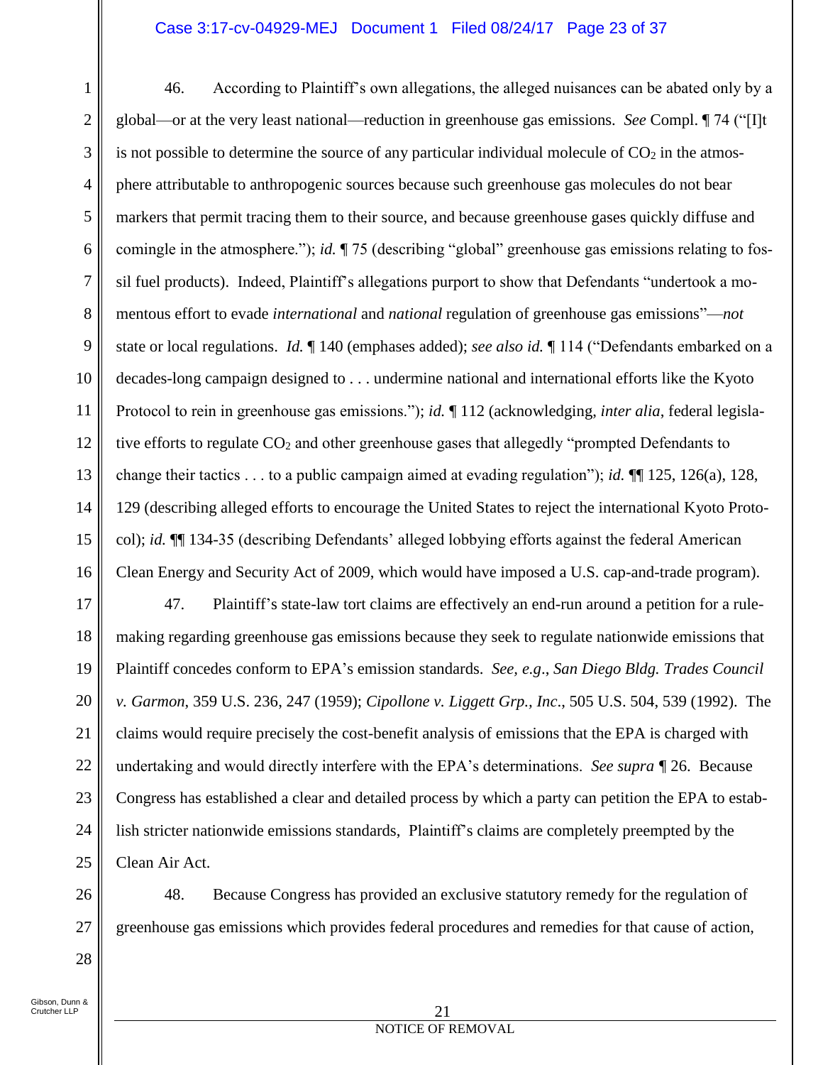46. According to Plaintiff's own allegations, the alleged nuisances can be abated only by a global—or at the very least national—reduction in greenhouse gas emissions. *See* Compl. ¶ 74 ("[I]t is not possible to determine the source of any particular individual molecule of $CO_2$ in the atmosphere attributable to anthropogenic sources because such greenhouse gas molecules do not bear markers that permit tracing them to their source, and because greenhouse gases quickly diffuse and comingle in the atmosphere."); *id.* ¶ 75 (describing "global" greenhouse gas emissions relating to fossil fuel products). Indeed, Plaintiff's allegations purport to show that Defendants "undertook a momentous effort to evade *international* and *national* regulation of greenhouse gas emissions"—*not* state or local regulations. *Id.* ¶ 140 (emphases added); *see also id.* ¶ 114 ("Defendants embarked on a decades-long campaign designed to . . . undermine national and international efforts like the Kyoto Protocol to rein in greenhouse gas emissions."); *id.* ¶ 112 (acknowledging, *inter alia*, federal legislative efforts to regulate $CO_2$ and other greenhouse gases that allegedly "prompted Defendants to change their tactics . . . to a public campaign aimed at evading regulation"); *id.* ¶¶ 125, 126(a), 128, 129 (describing alleged efforts to encourage the United States to reject the international Kyoto Protocol); *id.* ¶¶ 134-35 (describing Defendants' alleged lobbying efforts against the federal American Clean Energy and Security Act of 2009, which would have imposed a U.S. cap-and-trade program).

47. Plaintiff's state-law tort claims are effectively an end-run around a petition for a rulemaking regarding greenhouse gas emissions because they seek to regulate nationwide emissions that Plaintiff concedes conform to EPA's emission standards. *See, e.g.*, *San Diego Bldg. Trades Council v. Garmon*, 359 U.S. 236, 247 (1959); *Cipollone v. Liggett Grp., Inc.*, 505 U.S. 504, 539 (1992). The claims would require precisely the cost-benefit analysis of emissions that the EPA is charged with undertaking and would directly interfere with the EPA's determinations. *See supra* ¶ 26. Because Congress has established a clear and detailed process by which a party can petition the EPA to establish stricter nationwide emissions standards, Plaintiff's claims are completely preempted by the Clean Air Act.

48. Because Congress has provided an exclusive statutory remedy for the regulation of greenhouse gas emissions which provides federal procedures and remedies for that cause of action,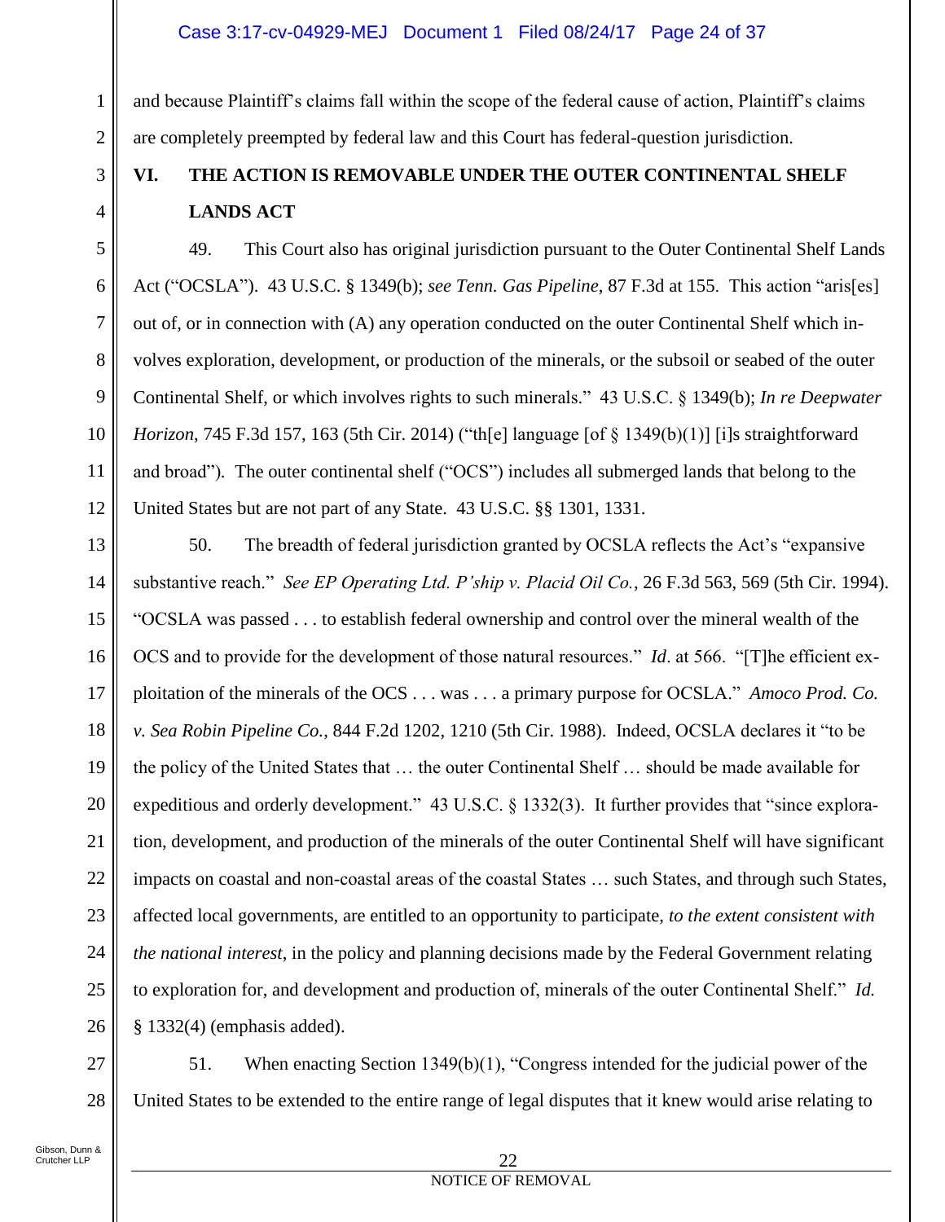and because Plaintiff's claims fall within the scope of the federal cause of action, Plaintiff's claims are completely preempted by federal law and this Court has federal-question jurisdiction.

## VI. THE ACTION IS REMOVABLE UNDER THE OUTER CONTINENTAL SHELF LANDS ACT

49. This Court also has original jurisdiction pursuant to the Outer Continental Shelf Lands Act ("OCSLA"). 43 U.S.C. § 1349(b); *see Tenn. Gas Pipeline*, 87 F.3d at 155. This action "aris[es] out of, or in connection with (A) any operation conducted on the outer Continental Shelf which involves exploration, development, or production of the minerals, or the subsoil or seabed of the outer Continental Shelf, or which involves rights to such minerals." 43 U.S.C. § 1349(b); *In re Deepwater Horizon*, 745 F.3d 157, 163 (5th Cir. 2014) ("th[e] language [of § 1349(b)(1)] [i]s straightforward and broad"). The outer continental shelf ("OCS") includes all submerged lands that belong to the United States but are not part of any State. 43 U.S.C. §§ 1301, 1331.

50. The breadth of federal jurisdiction granted by OCSLA reflects the Act's "expansive substantive reach." *See EP Operating Ltd. P'ship v. Placid Oil Co.*, 26 F.3d 563, 569 (5th Cir. 1994). "OCSLA was passed . . . to establish federal ownership and control over the mineral wealth of the OCS and to provide for the development of those natural resources." *Id*. at 566. "[T]he efficient exploitation of the minerals of the OCS . . . was . . . a primary purpose for OCSLA." *Amoco Prod. Co. v. Sea Robin Pipeline Co.*, 844 F.2d 1202, 1210 (5th Cir. 1988). Indeed, OCSLA declares it "to be the policy of the United States that … the outer Continental Shelf … should be made available for expeditious and orderly development." 43 U.S.C. § 1332(3). It further provides that "since exploration, development, and production of the minerals of the outer Continental Shelf will have significant impacts on coastal and non-coastal areas of the coastal States … such States, and through such States, affected local governments, are entitled to an opportunity to participate, *to the extent consistent with the national interest*, in the policy and planning decisions made by the Federal Government relating to exploration for, and development and production of, minerals of the outer Continental Shelf." *Id.* § 1332(4) (emphasis added).

51. When enacting Section 1349(b)(1), "Congress intended for the judicial power of the United States to be extended to the entire range of legal disputes that it knew would arise relating to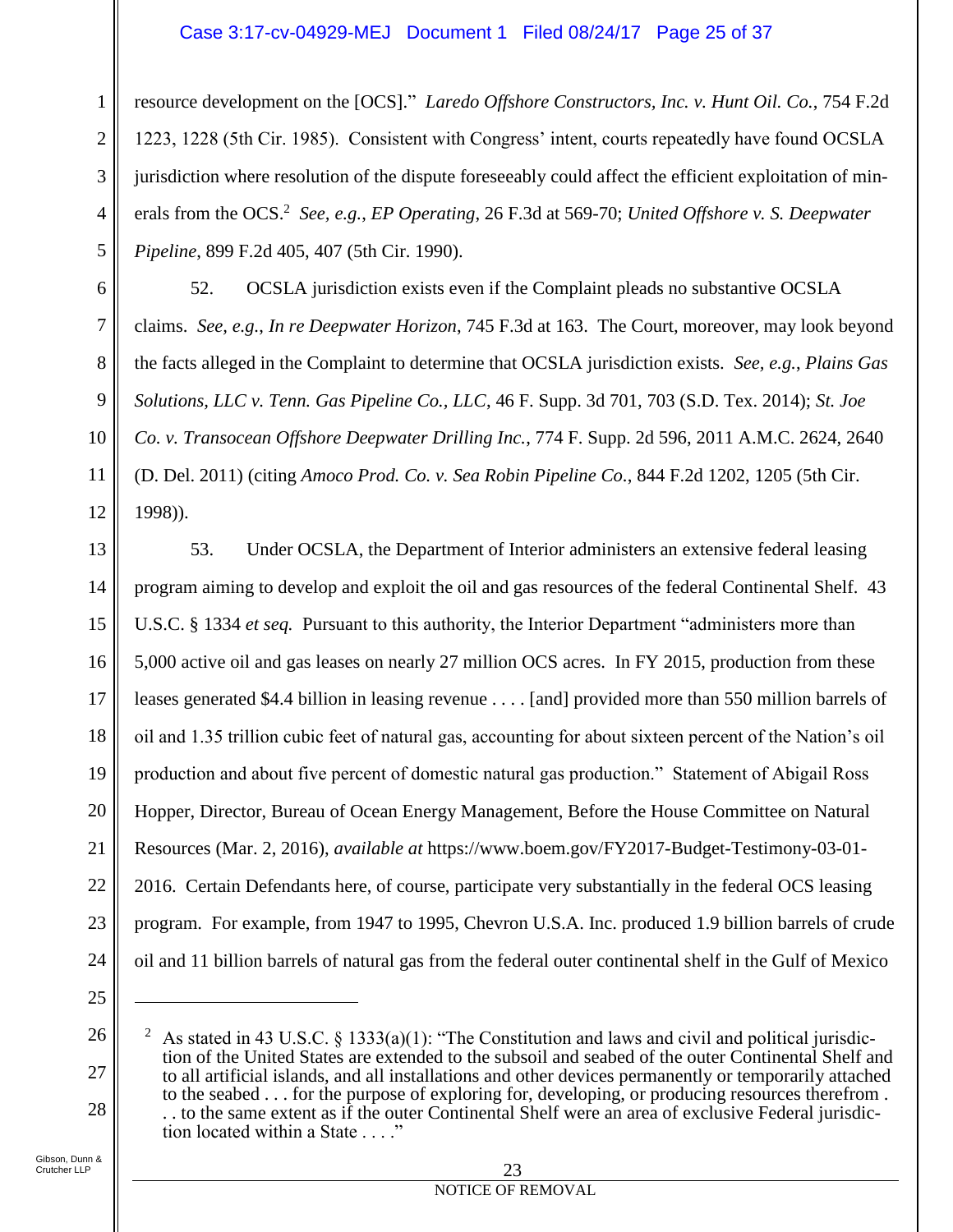resource development on the [OCS]." *Laredo Offshore Constructors, Inc. v. Hunt Oil. Co.*, 754 F.2d 1223, 1228 (5th Cir. 1985). Consistent with Congress' intent, courts repeatedly have found OCSLA jurisdiction where resolution of the dispute foreseeably could affect the efficient exploitation of minerals from the OCS.[2] *See, e.g.*, *EP Operating*, 26 F.3d at 569-70; *United Offshore v. S. Deepwater Pipeline*, 899 F.2d 405, 407 (5th Cir. 1990).

52. OCSLA jurisdiction exists even if the Complaint pleads no substantive OCSLA claims. *See, e.g.*, *In re Deepwater Horizon*, 745 F.3d at 163. The Court, moreover, may look beyond the facts alleged in the Complaint to determine that OCSLA jurisdiction exists. *See, e.g.*, *Plains Gas Solutions, LLC v. Tenn. Gas Pipeline Co., LLC*, 46 F. Supp. 3d 701, 703 (S.D. Tex. 2014); *St. Joe Co. v. Transocean Offshore Deepwater Drilling Inc.*, 774 F. Supp. 2d 596, 2011 A.M.C. 2624, 2640 (D. Del. 2011) (citing *Amoco Prod. Co. v. Sea Robin Pipeline Co.*, 844 F.2d 1202, 1205 (5th Cir. 1998)).

53. Under OCSLA, the Department of Interior administers an extensive federal leasing program aiming to develop and exploit the oil and gas resources of the federal Continental Shelf. 43 U.S.C. § 1334 *et seq.* Pursuant to this authority, the Interior Department "administers more than 5,000 active oil and gas leases on nearly 27 million OCS acres. In FY 2015, production from these leases generated $4.4 billion in leasing revenue . . . . [and] provided more than 550 million barrels of oil and 1.35 trillion cubic feet of natural gas, accounting for about sixteen percent of the Nation's oil production and about five percent of domestic natural gas production." Statement of Abigail Ross Hopper, Director, Bureau of Ocean Energy Management, Before the House Committee on Natural Resources (Mar. 2, 2016), *available at* https://www.boem.gov/FY2017-Budget-Testimony-03-01-2016. Certain Defendants here, of course, participate very substantially in the federal OCS leasing program. For example, from 1947 to 1995, Chevron U.S.A. Inc. produced 1.9 billion barrels of crude oil and 11 billion barrels of natural gas from the federal outer continental shelf in the Gulf of Mexico

---

[2] As stated in 43 U.S.C. § 1333(a)(1): "The Constitution and laws and civil and political jurisdiction of the United States are extended to the subsoil and seabed of the outer Continental Shelf and to all artificial islands, and all installations and other devices permanently or temporarily attached to the seabed . . . for the purpose of exploring for, developing, or producing resources therefrom . . . to the same extent as if the outer Continental Shelf were an area of exclusive Federal jurisdiction located within a State . . . ."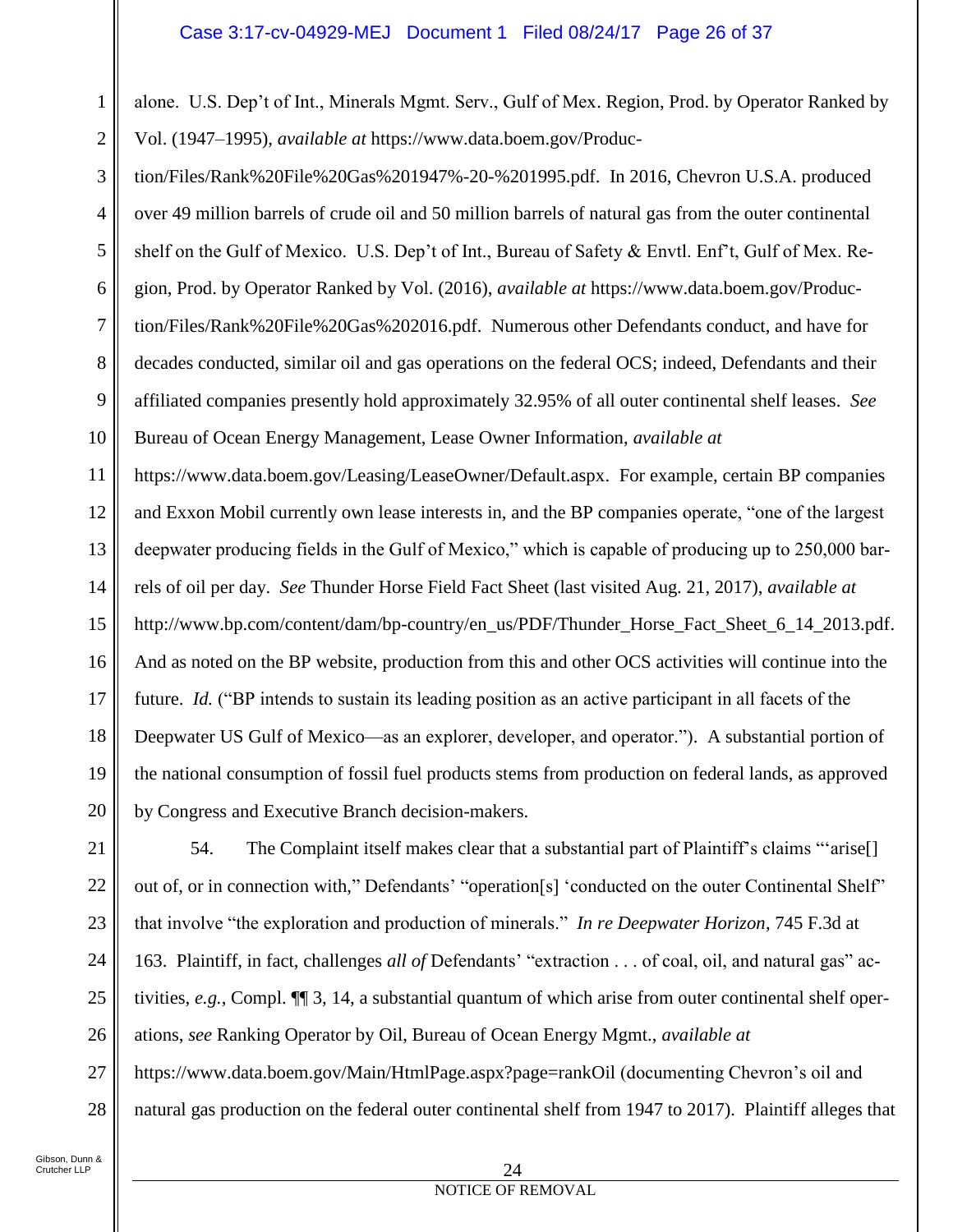alone. U.S. Dep't of Int., Minerals Mgmt. Serv., Gulf of Mex. Region, Prod. by Operator Ranked by Vol. (1947–1995), *available at* https://www.data.boem.gov/Production/Files/Rank%20File%20Gas%201947%-20-%201995.pdf. In 2016, Chevron U.S.A. produced over 49 million barrels of crude oil and 50 million barrels of natural gas from the outer continental shelf on the Gulf of Mexico. U.S. Dep't of Int., Bureau of Safety & Envtl. Enf't, Gulf of Mex. Region, Prod. by Operator Ranked by Vol. (2016), *available at* https://www.data.boem.gov/Production/Files/Rank%20File%20Gas%202016.pdf. Numerous other Defendants conduct, and have for decades conducted, similar oil and gas operations on the federal OCS; indeed, Defendants and their affiliated companies presently hold approximately 32.95% of all outer continental shelf leases. *See* Bureau of Ocean Energy Management, Lease Owner Information, *available at* https://www.data.boem.gov/Leasing/LeaseOwner/Default.aspx. For example, certain BP companies and Exxon Mobil currently own lease interests in, and the BP companies operate, "one of the largest deepwater producing fields in the Gulf of Mexico," which is capable of producing up to 250,000 barrels of oil per day. *See* Thunder Horse Field Fact Sheet (last visited Aug. 21, 2017), *available at* http://www.bp.com/content/dam/bp-country/en_us/PDF/Thunder_Horse_Fact_Sheet_6_14_2013.pdf. And as noted on the BP website, production from this and other OCS activities will continue into the future. *Id.* ("BP intends to sustain its leading position as an active participant in all facets of the Deepwater US Gulf of Mexico—as an explorer, developer, and operator."). A substantial portion of the national consumption of fossil fuel products stems from production on federal lands, as approved by Congress and Executive Branch decision-makers.

54. The Complaint itself makes clear that a substantial part of Plaintiff's claims "'arise[] out of, or in connection with," Defendants' "operation[s] 'conducted on the outer Continental Shelf" that involve "the exploration and production of minerals." *In re Deepwater Horizon*, 745 F.3d at 163. Plaintiff, in fact, challenges *all of* Defendants' "extraction . . . of coal, oil, and natural gas" activities, *e.g.*, Compl. ¶¶ 3, 14, a substantial quantum of which arise from outer continental shelf operations, *see* Ranking Operator by Oil, Bureau of Ocean Energy Mgmt., *available at* https://www.data.boem.gov/Main/HtmlPage.aspx?page=rankOil (documenting Chevron's oil and natural gas production on the federal outer continental shelf from 1947 to 2017). Plaintiff alleges that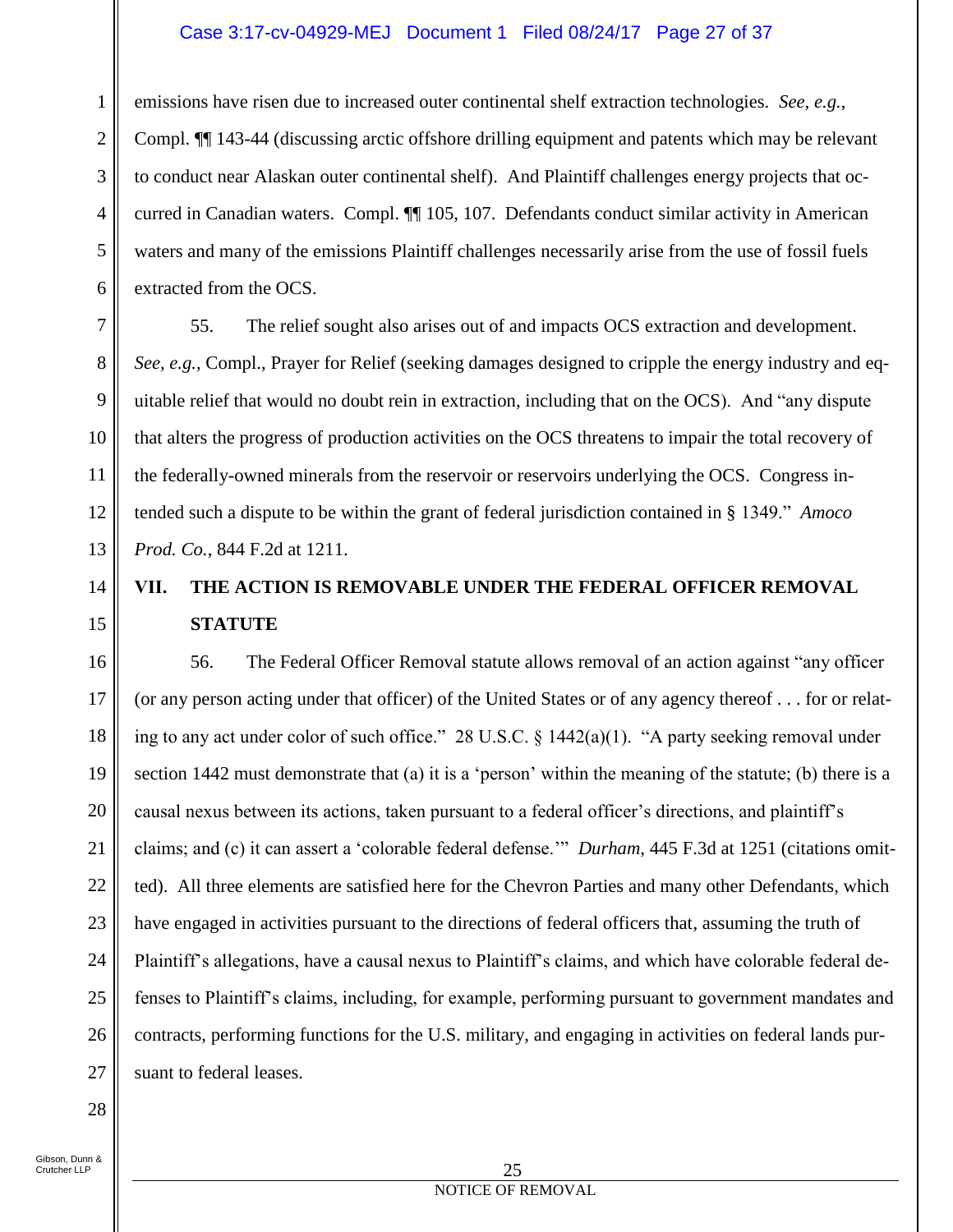emissions have risen due to increased outer continental shelf extraction technologies. *See, e.g.*, Compl. ¶¶ 143-44 (discussing arctic offshore drilling equipment and patents which may be relevant to conduct near Alaskan outer continental shelf). And Plaintiff challenges energy projects that occurred in Canadian waters. Compl. ¶¶ 105, 107. Defendants conduct similar activity in American waters and many of the emissions Plaintiff challenges necessarily arise from the use of fossil fuels extracted from the OCS.

55. The relief sought also arises out of and impacts OCS extraction and development. *See, e.g.*, Compl., Prayer for Relief (seeking damages designed to cripple the energy industry and equitable relief that would no doubt rein in extraction, including that on the OCS). And "any dispute that alters the progress of production activities on the OCS threatens to impair the total recovery of the federally-owned minerals from the reservoir or reservoirs underlying the OCS. Congress intended such a dispute to be within the grant of federal jurisdiction contained in § 1349." *Amoco Prod. Co.*, 844 F.2d at 1211.

## VII. THE ACTION IS REMOVABLE UNDER THE FEDERAL OFFICER REMOVAL STATUTE

56. The Federal Officer Removal statute allows removal of an action against "any officer (or any person acting under that officer) of the United States or of any agency thereof . . . for or relating to any act under color of such office." 28 U.S.C. § 1442(a)(1). "A party seeking removal under section 1442 must demonstrate that (a) it is a 'person' within the meaning of the statute; (b) there is a causal nexus between its actions, taken pursuant to a federal officer's directions, and plaintiff's claims; and (c) it can assert a 'colorable federal defense.'" *Durham*, 445 F.3d at 1251 (citations omitted). All three elements are satisfied here for the Chevron Parties and many other Defendants, which have engaged in activities pursuant to the directions of federal officers that, assuming the truth of Plaintiff's allegations, have a causal nexus to Plaintiff's claims, and which have colorable federal defenses to Plaintiff's claims, including, for example, performing pursuant to government mandates and contracts, performing functions for the U.S. military, and engaging in activities on federal lands pursuant to federal leases.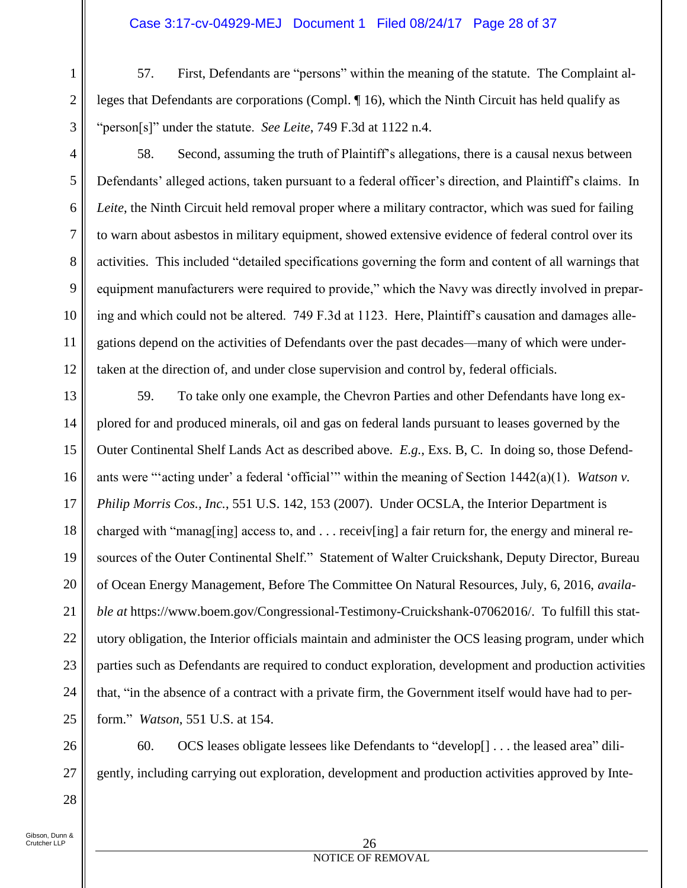57. First, Defendants are "persons" within the meaning of the statute. The Complaint alleges that Defendants are corporations (Compl. ¶ 16), which the Ninth Circuit has held qualify as "person[s]" under the statute. *See Leite*, 749 F.3d at 1122 n.4.

58. Second, assuming the truth of Plaintiff's allegations, there is a causal nexus between Defendants' alleged actions, taken pursuant to a federal officer's direction, and Plaintiff's claims. In *Leite*, the Ninth Circuit held removal proper where a military contractor, which was sued for failing to warn about asbestos in military equipment, showed extensive evidence of federal control over its activities. This included "detailed specifications governing the form and content of all warnings that equipment manufacturers were required to provide," which the Navy was directly involved in preparing and which could not be altered. 749 F.3d at 1123. Here, Plaintiff's causation and damages allegations depend on the activities of Defendants over the past decades—many of which were undertaken at the direction of, and under close supervision and control by, federal officials.

59. To take only one example, the Chevron Parties and other Defendants have long explored for and produced minerals, oil and gas on federal lands pursuant to leases governed by the Outer Continental Shelf Lands Act as described above. *E.g.*, Exs. B, C. In doing so, those Defendants were "'acting under' a federal 'official'" within the meaning of Section 1442(a)(1). *Watson v. Philip Morris Cos., Inc.*, 551 U.S. 142, 153 (2007). Under OCSLA, the Interior Department is charged with "manag[ing] access to, and . . . receiv[ing] a fair return for, the energy and mineral resources of the Outer Continental Shelf." Statement of Walter Cruickshank, Deputy Director, Bureau of Ocean Energy Management, Before The Committee On Natural Resources, July, 6, 2016, *available at* https://www.boem.gov/Congressional-Testimony-Cruickshank-07062016/. To fulfill this statutory obligation, the Interior officials maintain and administer the OCS leasing program, under which parties such as Defendants are required to conduct exploration, development and production activities that, "in the absence of a contract with a private firm, the Government itself would have had to perform." *Watson*, 551 U.S. at 154.

60. OCS leases obligate lessees like Defendants to "develop[] . . . the leased area" diligently, including carrying out exploration, development and production activities approved by Inte-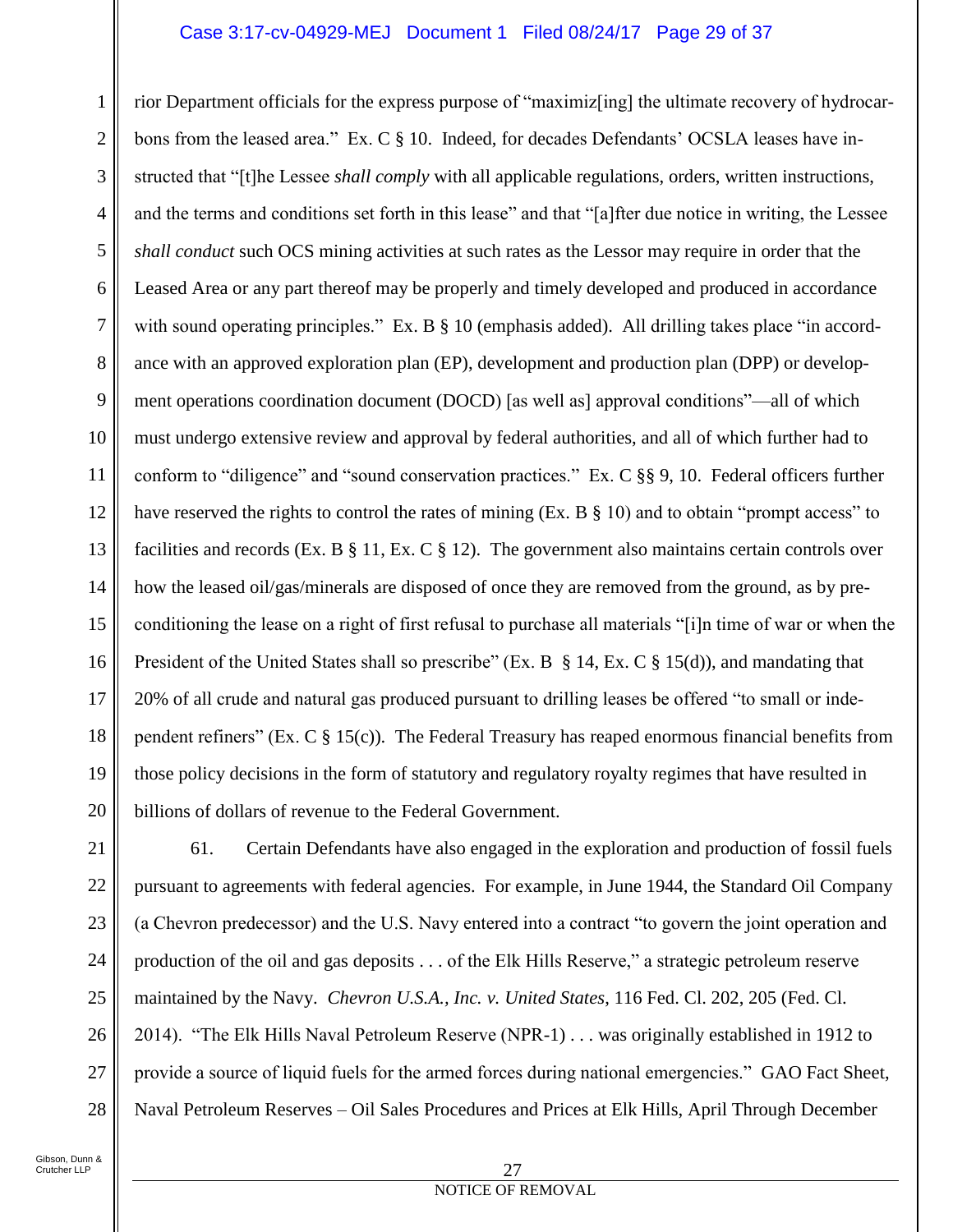rior Department officials for the express purpose of "maximiz[ing] the ultimate recovery of hydrocarbons from the leased area." Ex. C § 10. Indeed, for decades Defendants' OCSLA leases have instructed that "[t]he Lessee *shall comply* with all applicable regulations, orders, written instructions, and the terms and conditions set forth in this lease" and that "[a]fter due notice in writing, the Lessee *shall conduct* such OCS mining activities at such rates as the Lessor may require in order that the Leased Area or any part thereof may be properly and timely developed and produced in accordance with sound operating principles." Ex. B § 10 (emphasis added). All drilling takes place "in accordance with an approved exploration plan (EP), development and production plan (DPP) or development operations coordination document (DOCD) [as well as] approval conditions"—all of which must undergo extensive review and approval by federal authorities, and all of which further had to conform to "diligence" and "sound conservation practices." Ex. C §§ 9, 10. Federal officers further have reserved the rights to control the rates of mining (Ex. B § 10) and to obtain "prompt access" to facilities and records (Ex. B § 11, Ex. C § 12). The government also maintains certain controls over how the leased oil/gas/minerals are disposed of once they are removed from the ground, as by preconditioning the lease on a right of first refusal to purchase all materials "[i]n time of war or when the President of the United States shall so prescribe" (Ex. B § 14, Ex. C § 15(d)), and mandating that 20% of all crude and natural gas produced pursuant to drilling leases be offered "to small or independent refiners" (Ex. C § 15(c)). The Federal Treasury has reaped enormous financial benefits from those policy decisions in the form of statutory and regulatory royalty regimes that have resulted in billions of dollars of revenue to the Federal Government.

61. Certain Defendants have also engaged in the exploration and production of fossil fuels pursuant to agreements with federal agencies. For example, in June 1944, the Standard Oil Company (a Chevron predecessor) and the U.S. Navy entered into a contract "to govern the joint operation and production of the oil and gas deposits . . . of the Elk Hills Reserve," a strategic petroleum reserve maintained by the Navy. *Chevron U.S.A., Inc. v. United States*, 116 Fed. Cl. 202, 205 (Fed. Cl. 2014). "The Elk Hills Naval Petroleum Reserve (NPR-1) . . . was originally established in 1912 to provide a source of liquid fuels for the armed forces during national emergencies." GAO Fact Sheet, Naval Petroleum Reserves – Oil Sales Procedures and Prices at Elk Hills, April Through December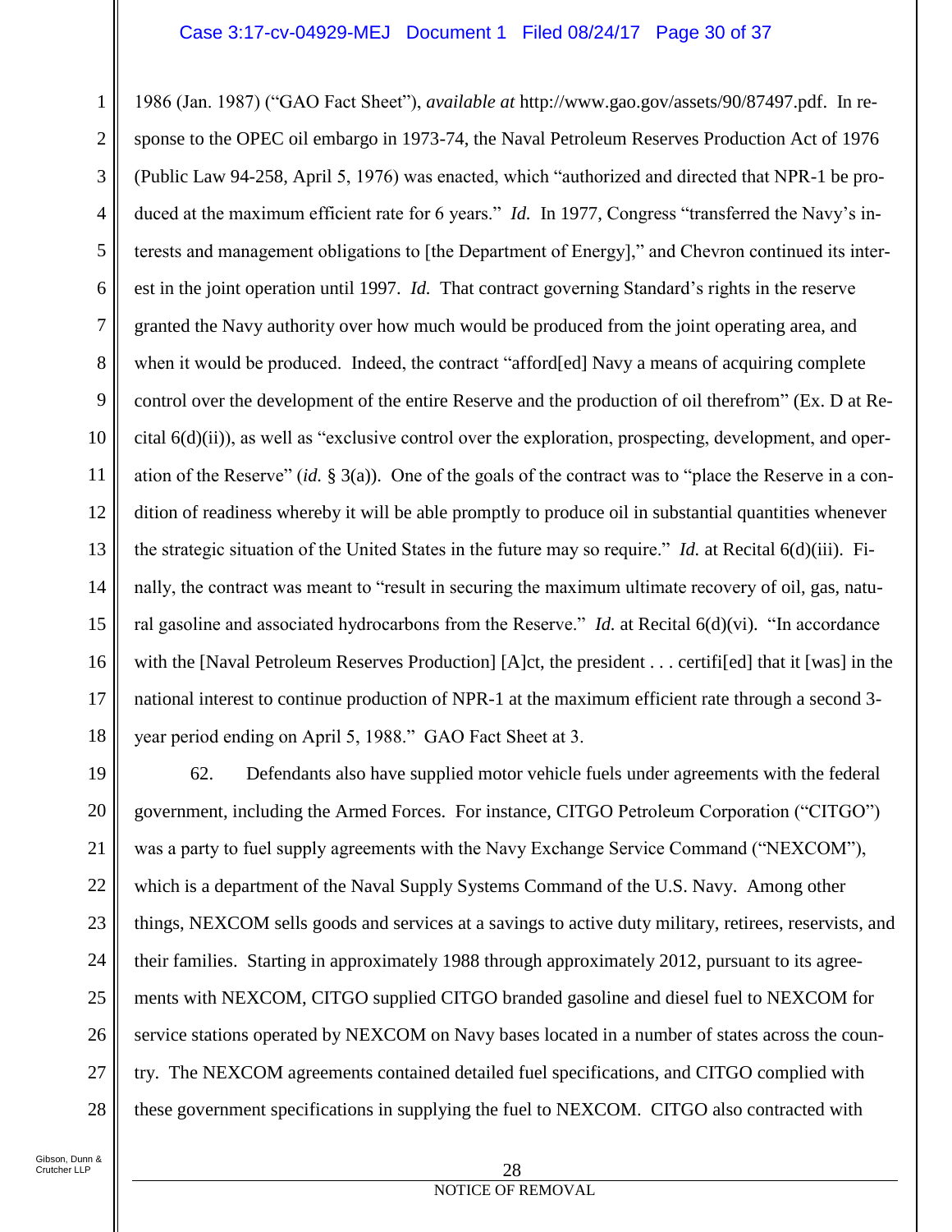1986 (Jan. 1987) ("GAO Fact Sheet"), *available at* http://www.gao.gov/assets/90/87497.pdf. In response to the OPEC oil embargo in 1973-74, the Naval Petroleum Reserves Production Act of 1976 (Public Law 94-258, April 5, 1976) was enacted, which "authorized and directed that NPR-1 be produced at the maximum efficient rate for 6 years." *Id.* In 1977, Congress "transferred the Navy's interests and management obligations to [the Department of Energy]," and Chevron continued its interest in the joint operation until 1997. *Id.* That contract governing Standard's rights in the reserve granted the Navy authority over how much would be produced from the joint operating area, and when it would be produced. Indeed, the contract "afford[ed] Navy a means of acquiring complete control over the development of the entire Reserve and the production of oil therefrom" (Ex. D at Recital 6(d)(ii)), as well as "exclusive control over the exploration, prospecting, development, and operation of the Reserve" (*id.* § 3(a)). One of the goals of the contract was to "place the Reserve in a condition of readiness whereby it will be able promptly to produce oil in substantial quantities whenever the strategic situation of the United States in the future may so require." *Id.* at Recital 6(d)(iii). Finally, the contract was meant to "result in securing the maximum ultimate recovery of oil, gas, natural gasoline and associated hydrocarbons from the Reserve." *Id.* at Recital 6(d)(vi). "In accordance with the [Naval Petroleum Reserves Production] [A]ct, the president . . . certifi[ed] that it [was] in the national interest to continue production of NPR-1 at the maximum efficient rate through a second 3-year period ending on April 5, 1988." GAO Fact Sheet at 3.

62. Defendants also have supplied motor vehicle fuels under agreements with the federal government, including the Armed Forces. For instance, CITGO Petroleum Corporation ("CITGO") was a party to fuel supply agreements with the Navy Exchange Service Command ("NEXCOM"), which is a department of the Naval Supply Systems Command of the U.S. Navy. Among other things, NEXCOM sells goods and services at a savings to active duty military, retirees, reservists, and their families. Starting in approximately 1988 through approximately 2012, pursuant to its agreements with NEXCOM, CITGO supplied CITGO branded gasoline and diesel fuel to NEXCOM for service stations operated by NEXCOM on Navy bases located in a number of states across the country. The NEXCOM agreements contained detailed fuel specifications, and CITGO complied with these government specifications in supplying the fuel to NEXCOM. CITGO also contracted with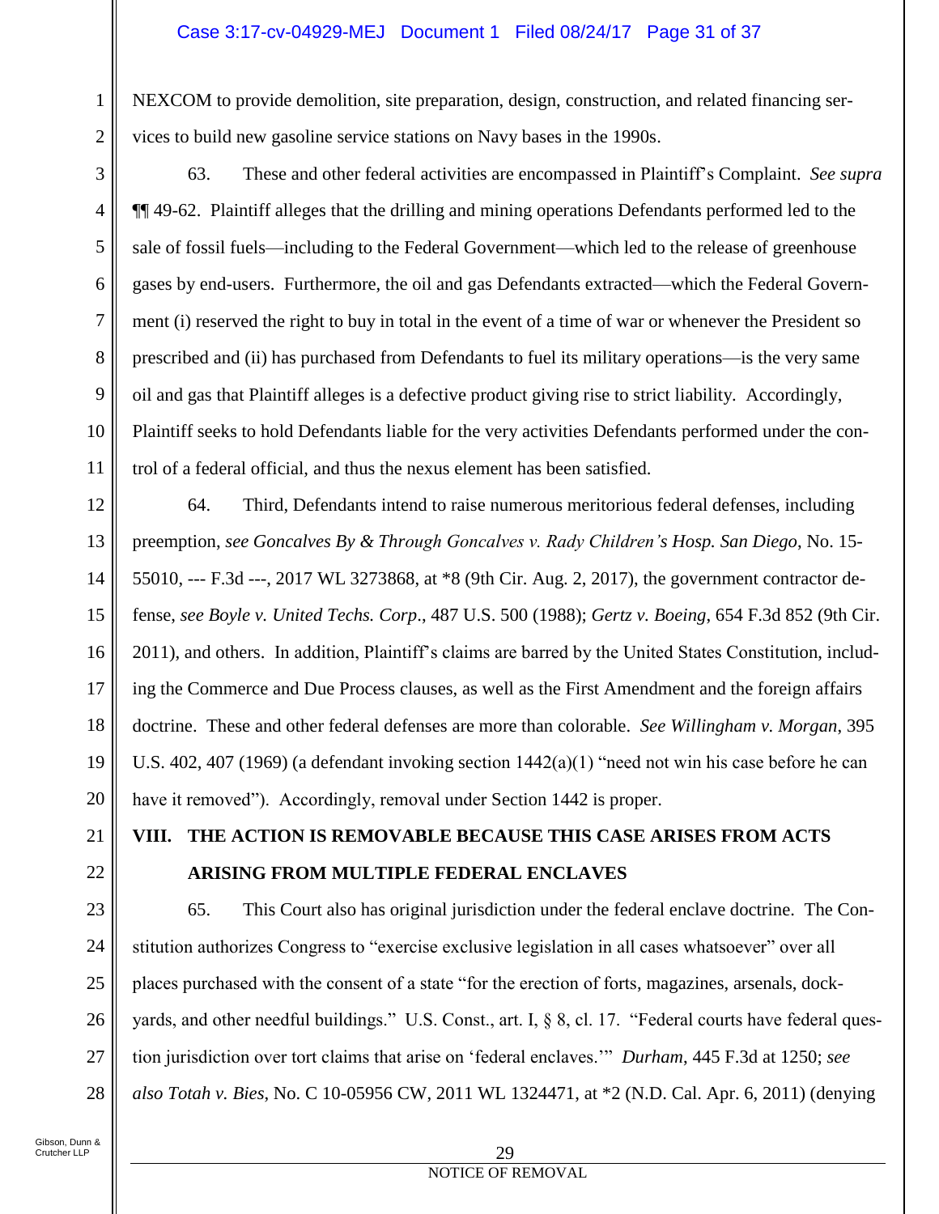NEXCOM to provide demolition, site preparation, design, construction, and related financing services to build new gasoline service stations on Navy bases in the 1990s.

63. These and other federal activities are encompassed in Plaintiff's Complaint. *See supra* ¶¶ 49-62. Plaintiff alleges that the drilling and mining operations Defendants performed led to the sale of fossil fuels—including to the Federal Government—which led to the release of greenhouse gases by end-users. Furthermore, the oil and gas Defendants extracted—which the Federal Government (i) reserved the right to buy in total in the event of a time of war or whenever the President so prescribed and (ii) has purchased from Defendants to fuel its military operations—is the very same oil and gas that Plaintiff alleges is a defective product giving rise to strict liability. Accordingly, Plaintiff seeks to hold Defendants liable for the very activities Defendants performed under the control of a federal official, and thus the nexus element has been satisfied.

64. Third, Defendants intend to raise numerous meritorious federal defenses, including preemption, *see Goncalves By & Through Goncalves v. Rady Children's Hosp. San Diego*, No. 15-55010, --- F.3d ---, 2017 WL 3273868, at *8 (9th Cir. Aug. 2, 2017), the government contractor defense, *see Boyle v. United Techs. Corp*., 487 U.S. 500 (1988); *Gertz v. Boeing*, 654 F.3d 852 (9th Cir. 2011), and others. In addition, Plaintiff's claims are barred by the United States Constitution, including the Commerce and Due Process clauses, as well as the First Amendment and the foreign affairs doctrine. These and other federal defenses are more than colorable. *See Willingham v. Morgan*, 395 U.S. 402, 407 (1969) (a defendant invoking section 1442(a)(1) "need not win his case before he can have it removed"). Accordingly, removal under Section 1442 is proper.

## VIII. THE ACTION IS REMOVABLE BECAUSE THIS CASE ARISES FROM ACTS ARISING FROM MULTIPLE FEDERAL ENCLAVES

65. This Court also has original jurisdiction under the federal enclave doctrine. The Constitution authorizes Congress to "exercise exclusive legislation in all cases whatsoever" over all places purchased with the consent of a state "for the erection of forts, magazines, arsenals, dockyards, and other needful buildings." U.S. Const., art. I, § 8, cl. 17. "Federal courts have federal question jurisdiction over tort claims that arise on 'federal enclaves.'" *Durham*, 445 F.3d at 1250; *see also Totah v. Bies*, No. C 10-05956 CW, 2011 WL 1324471, at *2 (N.D. Cal. Apr. 6, 2011) (denying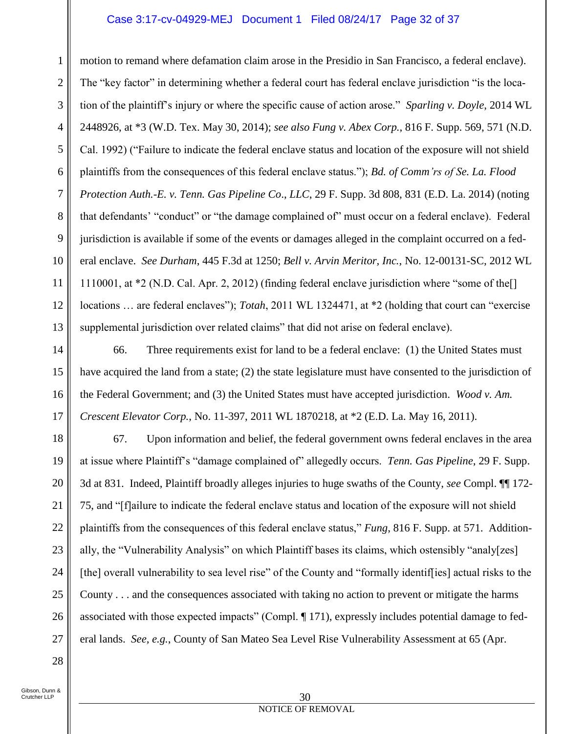motion to remand where defamation claim arose in the Presidio in San Francisco, a federal enclave). The "key factor" in determining whether a federal court has federal enclave jurisdiction "is the location of the plaintiff's injury or where the specific cause of action arose." *Sparling v. Doyle*, 2014 WL 2448926, at *3 (W.D. Tex. May 30, 2014); *see also Fung v. Abex Corp.*, 816 F. Supp. 569, 571 (N.D. Cal. 1992) ("Failure to indicate the federal enclave status and location of the exposure will not shield plaintiffs from the consequences of this federal enclave status."); *Bd. of Comm'rs of Se. La. Flood Protection Auth.-E. v. Tenn. Gas Pipeline Co., LLC*, 29 F. Supp. 3d 808, 831 (E.D. La. 2014) (noting that defendants' "conduct" or "the damage complained of" must occur on a federal enclave). Federal jurisdiction is available if some of the events or damages alleged in the complaint occurred on a federal enclave. *See Durham*, 445 F.3d at 1250; *Bell v. Arvin Meritor, Inc.*, No. 12-00131-SC, 2012 WL 1110001, at *2 (N.D. Cal. Apr. 2, 2012) (finding federal enclave jurisdiction where "some of the[] locations … are federal enclaves"); *Totah*, 2011 WL 1324471, at *2 (holding that court can "exercise supplemental jurisdiction over related claims" that did not arise on federal enclave).

66. Three requirements exist for land to be a federal enclave: (1) the United States must have acquired the land from a state; (2) the state legislature must have consented to the jurisdiction of the Federal Government; and (3) the United States must have accepted jurisdiction. *Wood v. Am. Crescent Elevator Corp.*, No. 11-397, 2011 WL 1870218, at *2 (E.D. La. May 16, 2011).

67. Upon information and belief, the federal government owns federal enclaves in the area at issue where Plaintiff's "damage complained of" allegedly occurs. *Tenn. Gas Pipeline*, 29 F. Supp. 3d at 831. Indeed, Plaintiff broadly alleges injuries to huge swaths of the County, *see* Compl. ¶¶ 172-75, and "[f]ailure to indicate the federal enclave status and location of the exposure will not shield plaintiffs from the consequences of this federal enclave status," *Fung*, 816 F. Supp. at 571. Additionally, the "Vulnerability Analysis" on which Plaintiff bases its claims, which ostensibly "analy[zes] [the] overall vulnerability to sea level rise" of the County and "formally identif[ies] actual risks to the County . . . and the consequences associated with taking no action to prevent or mitigate the harms associated with those expected impacts" (Compl. ¶ 171), expressly includes potential damage to federal lands. *See, e.g.*, County of San Mateo Sea Level Rise Vulnerability Assessment at 65 (Apr.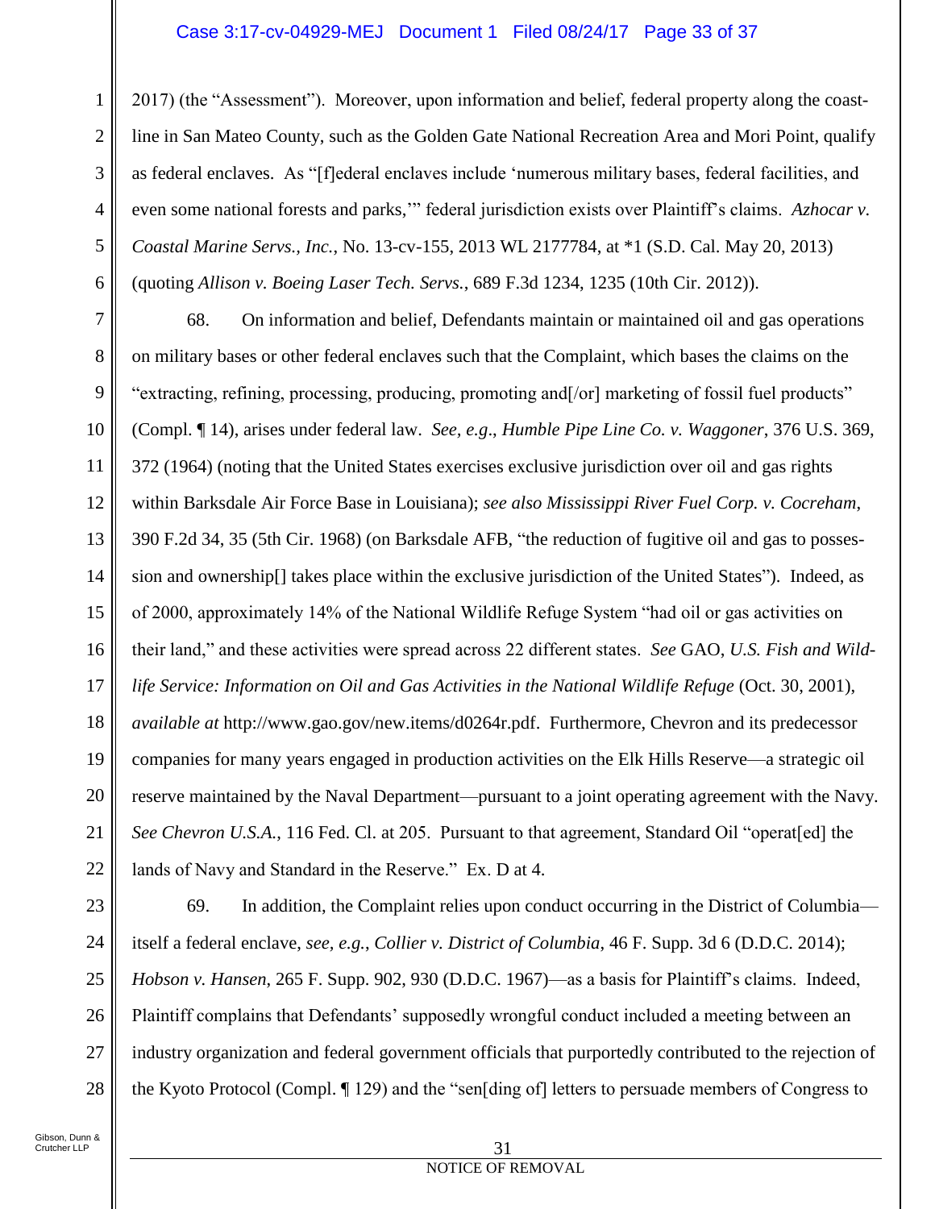2017) (the "Assessment"). Moreover, upon information and belief, federal property along the coastline in San Mateo County, such as the Golden Gate National Recreation Area and Mori Point, qualify as federal enclaves. As "[f]ederal enclaves include 'numerous military bases, federal facilities, and even some national forests and parks,'" federal jurisdiction exists over Plaintiff's claims. *Azhocar v. Coastal Marine Servs., Inc.*, No. 13-cv-155, 2013 WL 2177784, at *1 (S.D. Cal. May 20, 2013) (quoting *Allison v. Boeing Laser Tech. Servs.*, 689 F.3d 1234, 1235 (10th Cir. 2012)).

68. On information and belief, Defendants maintain or maintained oil and gas operations on military bases or other federal enclaves such that the Complaint, which bases the claims on the "extracting, refining, processing, producing, promoting and[/or] marketing of fossil fuel products" (Compl. ¶ 14), arises under federal law. *See, e.g.*, *Humble Pipe Line Co. v. Waggoner*, 376 U.S. 369, 372 (1964) (noting that the United States exercises exclusive jurisdiction over oil and gas rights within Barksdale Air Force Base in Louisiana); *see also Mississippi River Fuel Corp. v. Cocreham*, 390 F.2d 34, 35 (5th Cir. 1968) (on Barksdale AFB, "the reduction of fugitive oil and gas to possession and ownership[] takes place within the exclusive jurisdiction of the United States"). Indeed, as of 2000, approximately 14% of the National Wildlife Refuge System "had oil or gas activities on their land," and these activities were spread across 22 different states. *See* GAO, *U.S. Fish and Wildlife Service: Information on Oil and Gas Activities in the National Wildlife Refuge* (Oct. 30, 2001), *available at* http://www.gao.gov/new.items/d0264r.pdf. Furthermore, Chevron and its predecessor companies for many years engaged in production activities on the Elk Hills Reserve—a strategic oil reserve maintained by the Naval Department—pursuant to a joint operating agreement with the Navy. *See Chevron U.S.A.*, 116 Fed. Cl. at 205. Pursuant to that agreement, Standard Oil "operat[ed] the lands of Navy and Standard in the Reserve." Ex. D at 4.

69. In addition, the Complaint relies upon conduct occurring in the District of Columbia—itself a federal enclave, *see, e.g.*, *Collier v. District of Columbia*, 46 F. Supp. 3d 6 (D.D.C. 2014); *Hobson v. Hansen*, 265 F. Supp. 902, 930 (D.D.C. 1967)—as a basis for Plaintiff's claims. Indeed, Plaintiff complains that Defendants' supposedly wrongful conduct included a meeting between an industry organization and federal government officials that purportedly contributed to the rejection of the Kyoto Protocol (Compl. ¶ 129) and the "sen[ding of] letters to persuade members of Congress to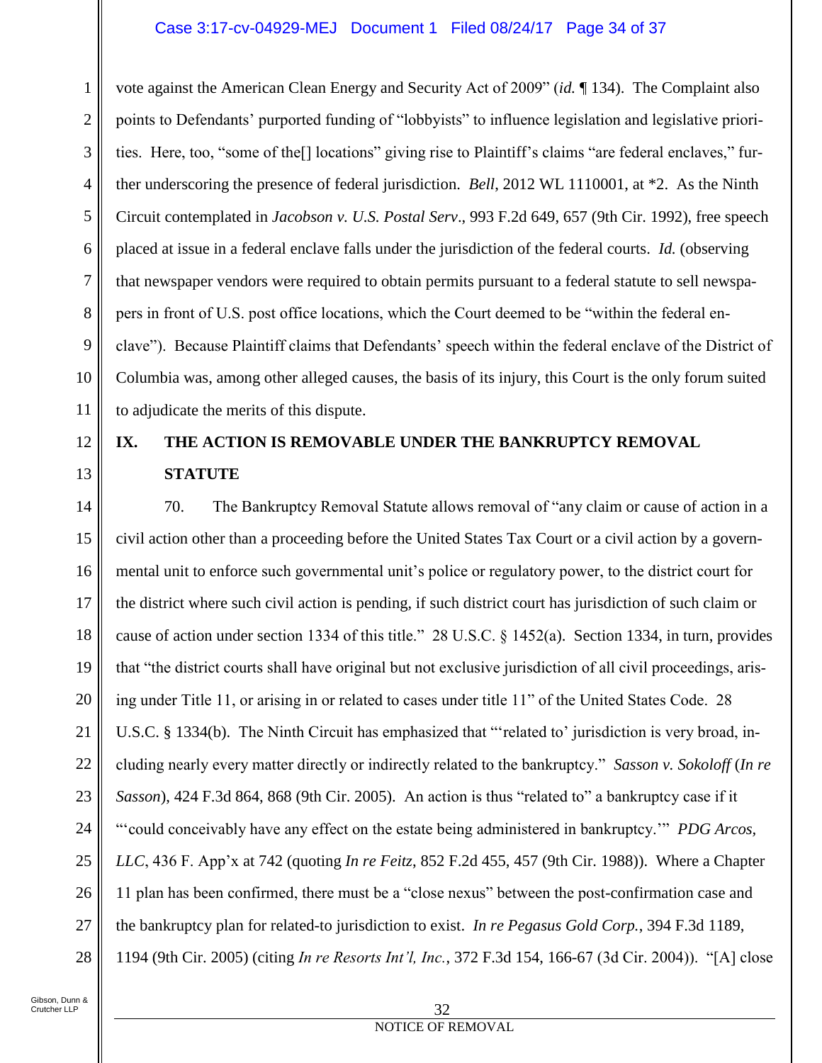vote against the American Clean Energy and Security Act of 2009" (*id.* ¶ 134). The Complaint also points to Defendants' purported funding of "lobbyists" to influence legislation and legislative priorities. Here, too, "some of the[] locations" giving rise to Plaintiff's claims "are federal enclaves," further underscoring the presence of federal jurisdiction. *Bell*, 2012 WL 1110001, at *2. As the Ninth Circuit contemplated in *Jacobson v. U.S. Postal Serv*., 993 F.2d 649, 657 (9th Cir. 1992), free speech placed at issue in a federal enclave falls under the jurisdiction of the federal courts. *Id.* (observing that newspaper vendors were required to obtain permits pursuant to a federal statute to sell newspapers in front of U.S. post office locations, which the Court deemed to be "within the federal enclave"). Because Plaintiff claims that Defendants' speech within the federal enclave of the District of Columbia was, among other alleged causes, the basis of its injury, this Court is the only forum suited to adjudicate the merits of this dispute.

## IX. THE ACTION IS REMOVABLE UNDER THE BANKRUPTCY REMOVAL STATUTE

70. The Bankruptcy Removal Statute allows removal of "any claim or cause of action in a civil action other than a proceeding before the United States Tax Court or a civil action by a governmental unit to enforce such governmental unit's police or regulatory power, to the district court for the district where such civil action is pending, if such district court has jurisdiction of such claim or cause of action under section 1334 of this title." 28 U.S.C. § 1452(a). Section 1334, in turn, provides that "the district courts shall have original but not exclusive jurisdiction of all civil proceedings, arising under Title 11, or arising in or related to cases under title 11" of the United States Code. 28 U.S.C. § 1334(b). The Ninth Circuit has emphasized that "'related to' jurisdiction is very broad, including nearly every matter directly or indirectly related to the bankruptcy." *Sasson v. Sokoloff* (*In re Sasson*), 424 F.3d 864, 868 (9th Cir. 2005). An action is thus "related to" a bankruptcy case if it "'could conceivably have any effect on the estate being administered in bankruptcy.'" *PDG Arcos, LLC*, 436 F. App'x at 742 (quoting *In re Feitz*, 852 F.2d 455, 457 (9th Cir. 1988)). Where a Chapter 11 plan has been confirmed, there must be a "close nexus" between the post-confirmation case and the bankruptcy plan for related-to jurisdiction to exist. *In re Pegasus Gold Corp.*, 394 F.3d 1189, 1194 (9th Cir. 2005) (citing *In re Resorts Int'l, Inc.*, 372 F.3d 154, 166-67 (3d Cir. 2004)). "[A] close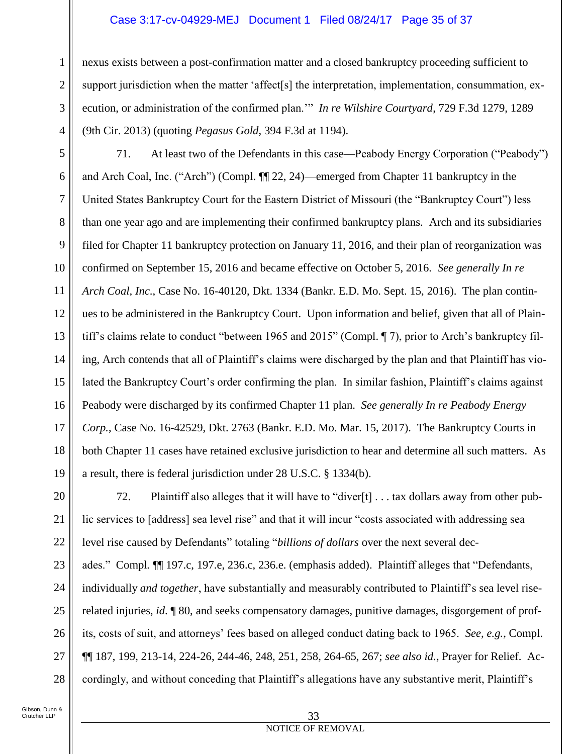nexus exists between a post-confirmation matter and a closed bankruptcy proceeding sufficient to support jurisdiction when the matter 'affect[s] the interpretation, implementation, consummation, execution, or administration of the confirmed plan.'" *In re Wilshire Courtyard*, 729 F.3d 1279, 1289 (9th Cir. 2013) (quoting *Pegasus Gold*, 394 F.3d at 1194).

71. At least two of the Defendants in this case—Peabody Energy Corporation ("Peabody") and Arch Coal, Inc. ("Arch") (Compl. ¶¶ 22, 24)—emerged from Chapter 11 bankruptcy in the United States Bankruptcy Court for the Eastern District of Missouri (the "Bankruptcy Court") less than one year ago and are implementing their confirmed bankruptcy plans. Arch and its subsidiaries filed for Chapter 11 bankruptcy protection on January 11, 2016, and their plan of reorganization was confirmed on September 15, 2016 and became effective on October 5, 2016. *See generally In re Arch Coal, Inc.*, Case No. 16-40120, Dkt. 1334 (Bankr. E.D. Mo. Sept. 15, 2016). The plan continues to be administered in the Bankruptcy Court. Upon information and belief, given that all of Plaintiff's claims relate to conduct "between 1965 and 2015" (Compl. ¶ 7), prior to Arch's bankruptcy filing, Arch contends that all of Plaintiff's claims were discharged by the plan and that Plaintiff has violated the Bankruptcy Court's order confirming the plan. In similar fashion, Plaintiff's claims against Peabody were discharged by its confirmed Chapter 11 plan. *See generally In re Peabody Energy Corp.*, Case No. 16-42529, Dkt. 2763 (Bankr. E.D. Mo. Mar. 15, 2017). The Bankruptcy Courts in both Chapter 11 cases have retained exclusive jurisdiction to hear and determine all such matters. As a result, there is federal jurisdiction under 28 U.S.C. § 1334(b).

72. Plaintiff also alleges that it will have to "diver[t] . . . tax dollars away from other public services to [address] sea level rise" and that it will incur "costs associated with addressing sea level rise caused by Defendants" totaling "*billions of dollars* over the next several decades." Compl. ¶¶ 197.c, 197.e, 236.c, 236.e. (emphasis added). Plaintiff alleges that "Defendants, individually *and together*, have substantially and measurably contributed to Plaintiff's sea level rise-related injuries, *id.* ¶ 80, and seeks compensatory damages, punitive damages, disgorgement of profits, costs of suit, and attorneys' fees based on alleged conduct dating back to 1965. *See, e.g.*, Compl. ¶¶ 187, 199, 213-14, 224-26, 244-46, 248, 251, 258, 264-65, 267; *see also id.*, Prayer for Relief. Accordingly, and without conceding that Plaintiff's allegations have any substantive merit, Plaintiff's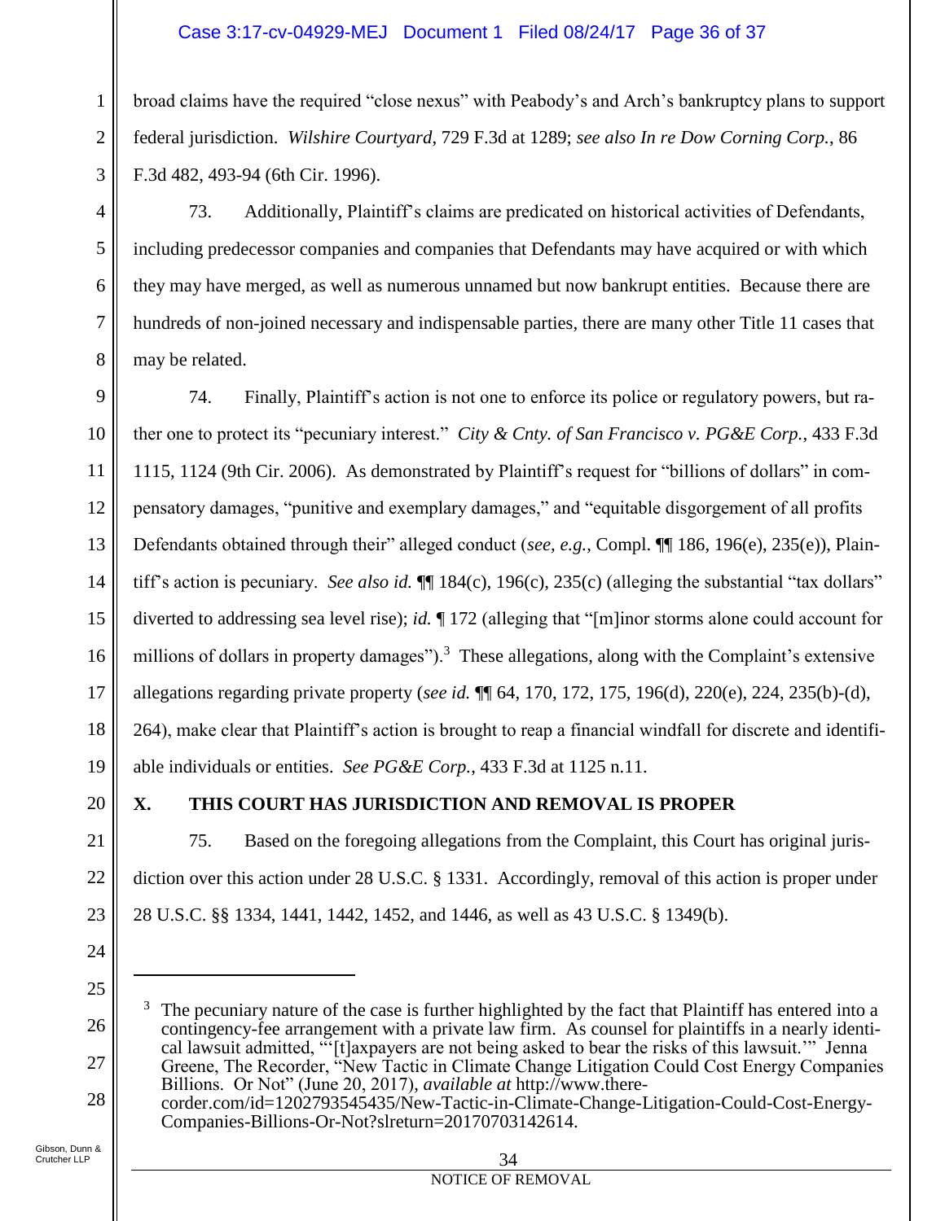broad claims have the required "close nexus" with Peabody's and Arch's bankruptcy plans to support federal jurisdiction. *Wilshire Courtyard*, 729 F.3d at 1289; *see also In re Dow Corning Corp.*, 86 F.3d 482, 493-94 (6th Cir. 1996).

73. Additionally, Plaintiff's claims are predicated on historical activities of Defendants, including predecessor companies and companies that Defendants may have acquired or with which they may have merged, as well as numerous unnamed but now bankrupt entities. Because there are hundreds of non-joined necessary and indispensable parties, there are many other Title 11 cases that may be related.

74. Finally, Plaintiff's action is not one to enforce its police or regulatory powers, but rather one to protect its "pecuniary interest." *City & Cnty. of San Francisco v. PG&E Corp.*, 433 F.3d 1115, 1124 (9th Cir. 2006). As demonstrated by Plaintiff's request for "billions of dollars" in compensatory damages, "punitive and exemplary damages," and "equitable disgorgement of all profits Defendants obtained through their" alleged conduct (*see, e.g.*, Compl. ¶¶ 186, 196(e), 235(e)), Plaintiff's action is pecuniary. *See also id.* ¶¶ 184(c), 196(c), 235(c) (alleging the substantial "tax dollars" diverted to addressing sea level rise); *id.* ¶ 172 (alleging that "[m]inor storms alone could account for millions of dollars in property damages").[3] These allegations, along with the Complaint's extensive allegations regarding private property (*see id.* ¶¶ 64, 170, 172, 175, 196(d), 220(e), 224, 235(b)-(d), 264), make clear that Plaintiff's action is brought to reap a financial windfall for discrete and identifiable individuals or entities. *See PG&E Corp.*, 433 F.3d at 1125 n.11.

## X. THIS COURT HAS JURISDICTION AND REMOVAL IS PROPER

75. Based on the foregoing allegations from the Complaint, this Court has original jurisdiction over this action under 28 U.S.C. § 1331. Accordingly, removal of this action is proper under 28 U.S.C. §§ 1334, 1441, 1442, 1452, and 1446, as well as 43 U.S.C. § 1349(b).

---

[3] The pecuniary nature of the case is further highlighted by the fact that Plaintiff has entered into a contingency-fee arrangement with a private law firm. As counsel for plaintiffs in a nearly identical lawsuit admitted, "'[t]axpayers are not being asked to bear the risks of this lawsuit.'" Jenna Greene, The Recorder, "New Tactic in Climate Change Litigation Could Cost Energy Companies Billions. Or Not" (June 20, 2017), *available at* http://www.therecorder.com/id=1202793545435/New-Tactic-in-Climate-Change-Litigation-Could-Cost-Energy-Companies-Billions-Or-Not?slreturn=20170703142614.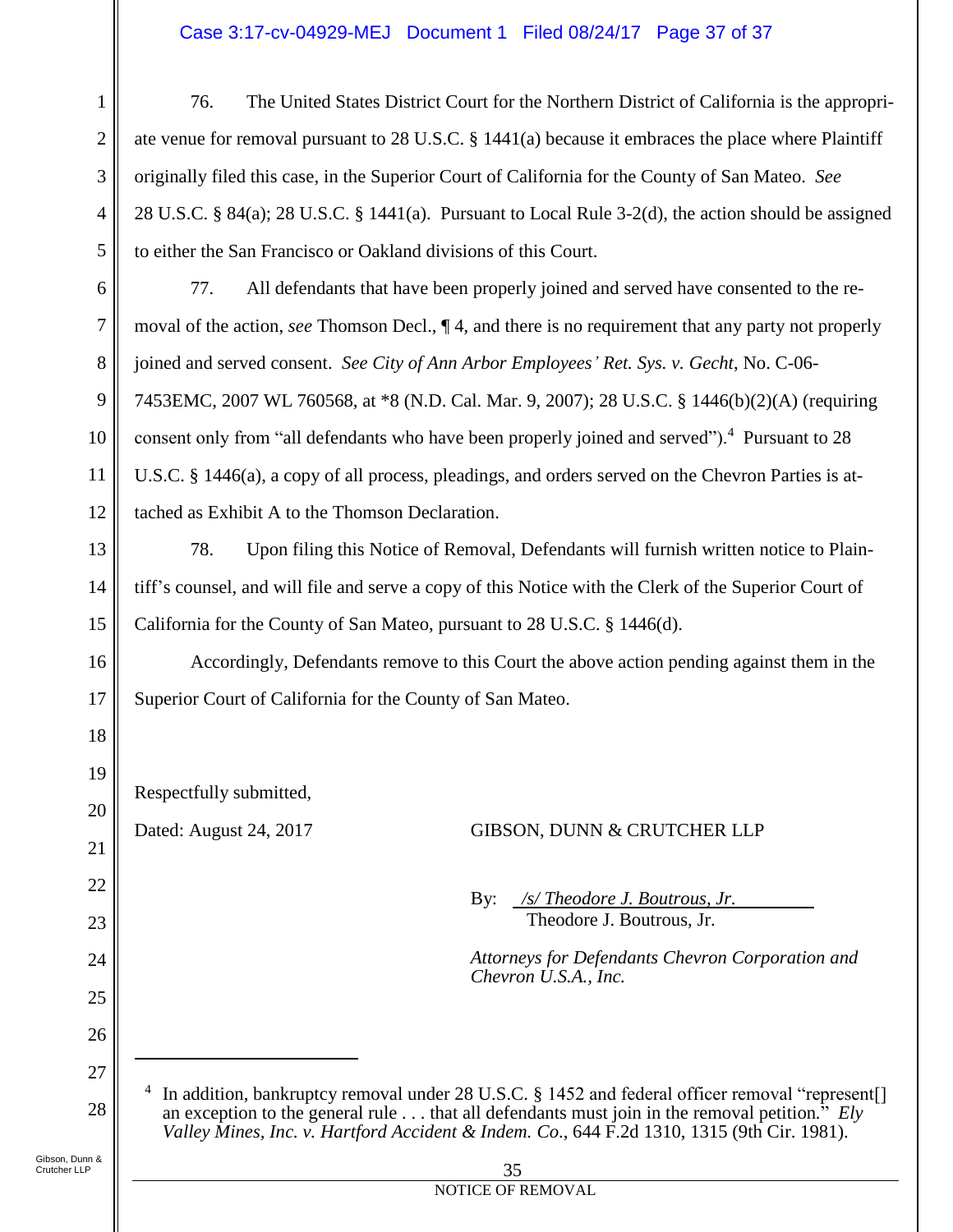76. The United States District Court for the Northern District of California is the appropriate venue for removal pursuant to 28 U.S.C. § 1441(a) because it embraces the place where Plaintiff originally filed this case, in the Superior Court of California for the County of San Mateo. *See* 28 U.S.C. § 84(a); 28 U.S.C. § 1441(a). Pursuant to Local Rule 3-2(d), the action should be assigned to either the San Francisco or Oakland divisions of this Court.

77. All defendants that have been properly joined and served have consented to the removal of the action, *see* Thomson Decl., ¶ 4, and there is no requirement that any party not properly joined and served consent. *See City of Ann Arbor Employees' Ret. Sys. v. Gecht*, No. C-06-7453EMC, 2007 WL 760568, at *8 (N.D. Cal. Mar. 9, 2007); 28 U.S.C. § 1446(b)(2)(A) (requiring consent only from "all defendants who have been properly joined and served").[4] Pursuant to 28 U.S.C. § 1446(a), a copy of all process, pleadings, and orders served on the Chevron Parties is attached as Exhibit A to the Thomson Declaration.

78. Upon filing this Notice of Removal, Defendants will furnish written notice to Plaintiff's counsel, and will file and serve a copy of this Notice with the Clerk of the Superior Court of California for the County of San Mateo, pursuant to 28 U.S.C. § 1446(d).

Accordingly, Defendants remove to this Court the above action pending against them in the Superior Court of California for the County of San Mateo.

Respectfully submitted,

Dated: August 24, 2017

GIBSON, DUNN & CRUTCHER LLP

By: */s/ Theodore J. Boutrous, Jr.*
Theodore J. Boutrous, Jr.

*Attorneys for Defendants Chevron Corporation and Chevron U.S.A., Inc.*

---

[4] In addition, bankruptcy removal under 28 U.S.C. § 1452 and federal officer removal "represent[] an exception to the general rule . . . that all defendants must join in the removal petition." *Ely Valley Mines, Inc. v. Hartford Accident & Indem. Co*., 644 F.2d 1310, 1315 (9th Cir. 1981).